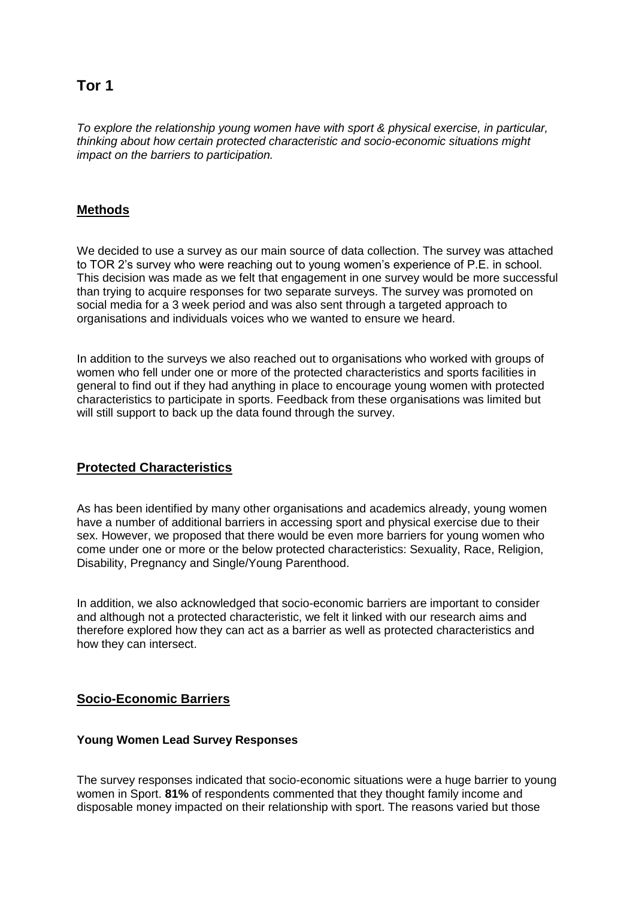# Tor 1

*To explore the relationship young women have with sport & physical exercise, in particular, thinking about how certain protected characteristic and socio-economic situations might impact on the barriers to participation.*

## Methods

We decided to use a survey as our main source of data collection. The survey was attached to TOR 2's survey who were reaching out to young women's experience of P.E. in school. This decision was made as we felt that engagement in one survey would be more successful than trying to acquire responses for two separate surveys. The survey was promoted on social media for a 3 week period and was also sent through a targeted approach to organisations and individuals voices who we wanted to ensure we heard.

In addition to the surveys we also reached out to organisations who worked with groups of women who fell under one or more of the protected characteristics and sports facilities in general to find out if they had anything in place to encourage young women with protected characteristics to participate in sports. Feedback from these organisations was limited but will still support to back up the data found through the survey.

## Protected Characteristics

As has been identified by many other organisations and academics already, young women have a number of additional barriers in accessing sport and physical exercise due to their sex. However, we proposed that there would be even more barriers for young women who come under one or more or the below protected characteristics: Sexuality, Race, Religion, Disability, Pregnancy and Single/Young Parenthood.

In addition, we also acknowledged that socio-economic barriers are important to consider and although not a protected characteristic, we felt it linked with our research aims and therefore explored how they can act as a barrier as well as protected characteristics and how they can intersect.

## Socio-Economic Barriers

### Young Women Lead Survey Responses

The survey responses indicated that socio-economic situations were a huge barrier to young women in Sport. **81%** of respondents commented that they thought family income and disposable money impacted on their relationship with sport. The reasons varied but those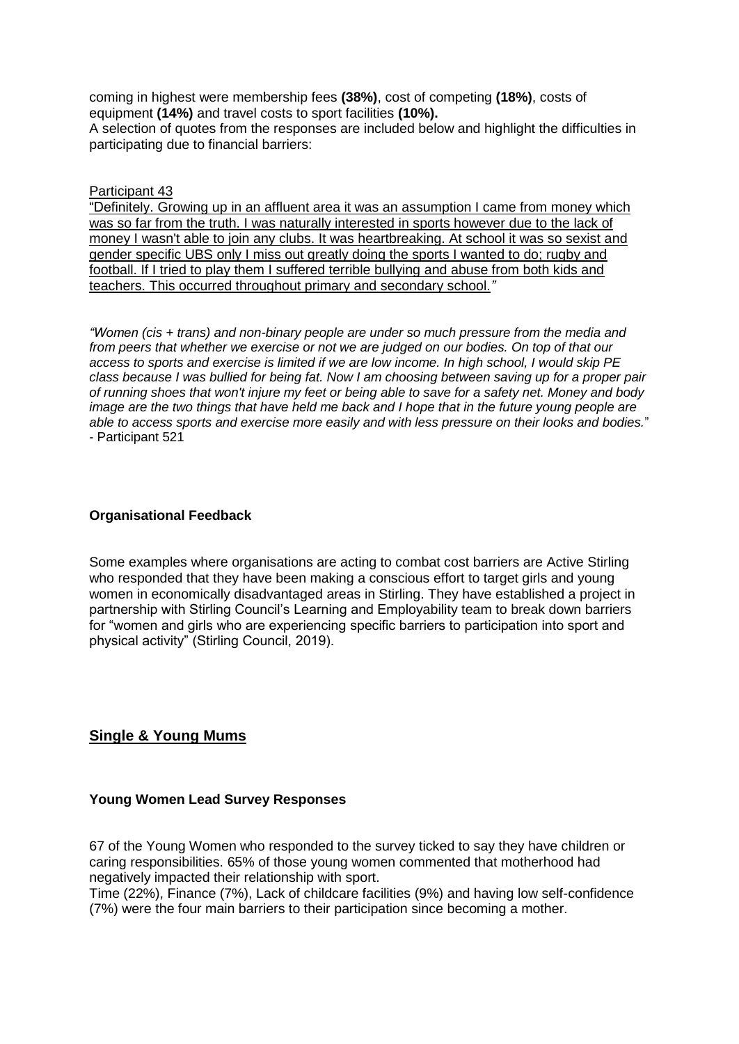coming in highest were membership fees **(38%)**, cost of competing **(18%)**, costs of equipment **(14%)** and travel costs to sport facilities **(10%).**

A selection of quotes from the responses are included below and highlight the difficulties in participating due to financial barriers:

Participant 43

"Definitely. Growing up in an affluent area it was an assumption I came from money which was so far from the truth. I was naturally interested in sports however due to the lack of money I wasn't able to join any clubs. It was heartbreaking. At school it was so sexist and gender specific UBS only I miss out greatly doing the sports I wanted to do; rugby and football. If I tried to play them I suffered terrible bullying and abuse from both kids and teachers. This occurred throughout primary and secondary school.*"*

*"Women (cis + trans) and non-binary people are under so much pressure from the media and from peers that whether we exercise or not we are judged on our bodies. On top of that our access to sports and exercise is limited if we are low income. In high school, I would skip PE class because I was bullied for being fat. Now I am choosing between saving up for a proper pair of running shoes that won't injure my feet or being able to save for a safety net. Money and body image are the two things that have held me back and I hope that in the future young people are able to access sports and exercise more easily and with less pressure on their looks and bodies.*" - Participant 521

**Organisational Feedback**

Some examples where organisations are acting to combat cost barriers are Active Stirling who responded that they have been making a conscious effort to target girls and young women in economically disadvantaged areas in Stirling. They have established a project in partnership with Stirling Council's Learning and Employability team to break down barriers for "women and girls who are experiencing specific barriers to participation into sport and physical activity" (Stirling Council, 2019).

## Single & Young Mums

**Young Women Lead Survey Responses**

67 of the Young Women who responded to the survey ticked to say they have children or caring responsibilities. 65% of those young women commented that motherhood had negatively impacted their relationship with sport.

Time (22%), Finance (7%), Lack of childcare facilities (9%) and having low self-confidence (7%) were the four main barriers to their participation since becoming a mother.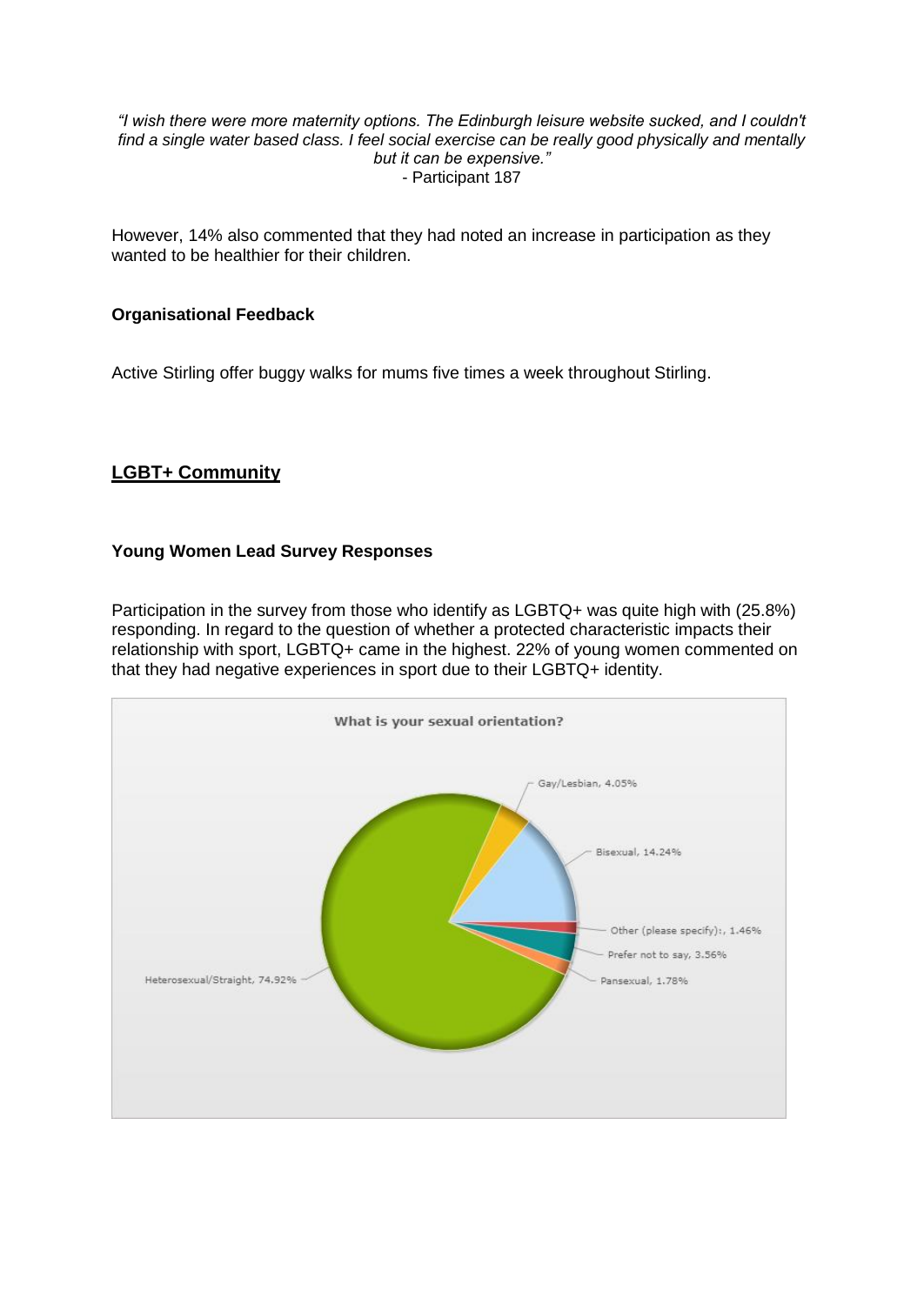*"I wish there were more maternity options. The Edinburgh leisure website sucked, and I couldn't find a single water based class. I feel social exercise can be really good physically and mentally but it can be expensive."*
- Participant 187

However, 14% also commented that they had noted an increase in participation as they wanted to be healthier for their children.

**Organisational Feedback**

Active Stirling offer buggy walks for mums five times a week throughout Stirling.

## LGBT+ Community

**Young Women Lead Survey Responses**

Participation in the survey from those who identify as LGBTQ+ was quite high with (25.8%) responding. In regard to the question of whether a protected characteristic impacts their relationship with sport, LGBTQ+ came in the highest. 22% of young women commented on that they had negative experiences in sport due to their LGBTQ+ identity.

**What is your sexual orientation?**

- Heterosexual/Straight, 74.92%
- Gay/Lesbian, 4.05%
- Bisexual, 14.24%
- Other (please specify):, 1.46%
- Prefer not to say, 3.56%
- Pansexual, 1.78%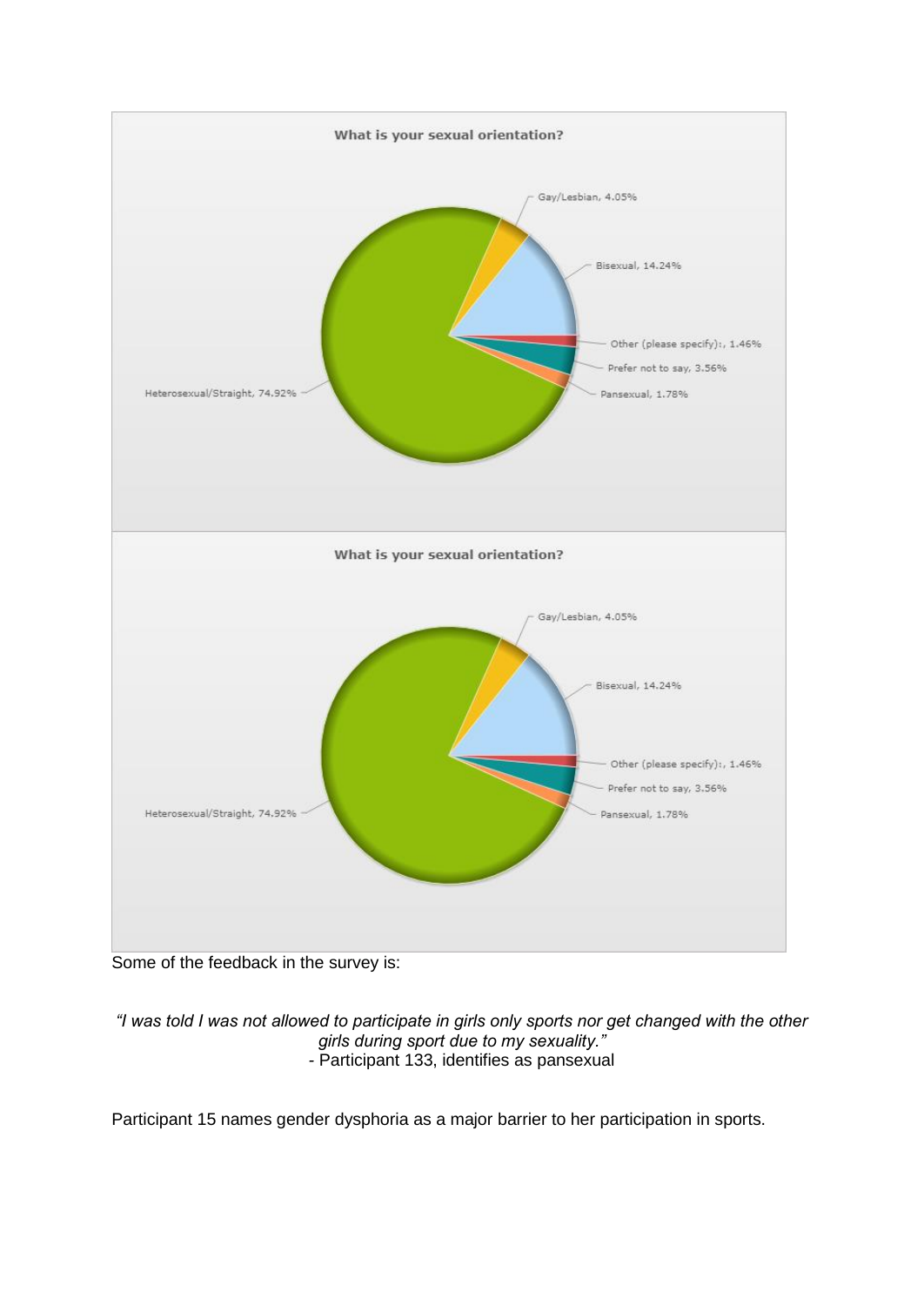**What is your sexual orientation?**

- Gay/Lesbian, 4.05%
- Bisexual, 14.24%
- Other (please specify):, 1.46%
- Prefer not to say, 3.56%
- Pansexual, 1.78%
- Heterosexual/Straight, 74.92%

**What is your sexual orientation?**

- Gay/Lesbian, 4.05%
- Bisexual, 14.24%
- Other (please specify):, 1.46%
- Prefer not to say, 3.56%
- Pansexual, 1.78%
- Heterosexual/Straight, 74.92%

Some of the feedback in the survey is:

*"I was told I was not allowed to participate in girls only sports nor get changed with the other girls during sport due to my sexuality."*
- Participant 133, identifies as pansexual

Participant 15 names gender dysphoria as a major barrier to her participation in sports.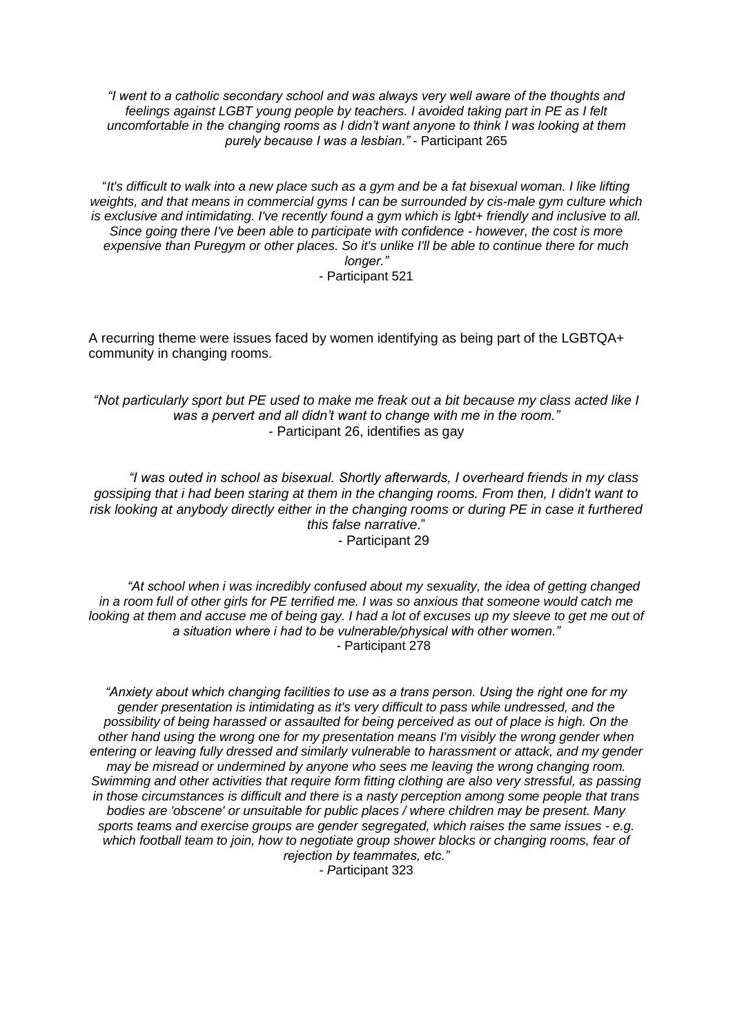*"I went to a catholic secondary school and was always very well aware of the thoughts and feelings against LGBT young people by teachers. I avoided taking part in PE as I felt uncomfortable in the changing rooms as I didn't want anyone to think I was looking at them purely because I was a lesbian."* - Participant 265

"*It's difficult to walk into a new place such as a gym and be a fat bisexual woman. I like lifting weights, and that means in commercial gyms I can be surrounded by cis-male gym culture which is exclusive and intimidating. I've recently found a gym which is lgbt+ friendly and inclusive to all. Since going there I've been able to participate with confidence - however, the cost is more expensive than Puregym or other places. So it's unlike I'll be able to continue there for much longer."*

- Participant 521

A recurring theme were issues faced by women identifying as being part of the LGBTQA+ community in changing rooms.

*"Not particularly sport but PE used to make me freak out a bit because my class acted like I was a pervert and all didn't want to change with me in the room."*
- Participant 26, identifies as gay

*"I was outed in school as bisexual. Shortly afterwards, I overheard friends in my class gossiping that i had been staring at them in the changing rooms. From then, I didn't want to risk looking at anybody directly either in the changing rooms or during PE in case it furthered this false narrative*."
- Participant 29

*"At school when i was incredibly confused about my sexuality, the idea of getting changed in a room full of other girls for PE terrified me. I was so anxious that someone would catch me looking at them and accuse me of being gay. I had a lot of excuses up my sleeve to get me out of a situation where i had to be vulnerable/physical with other women."*
- Participant 278

*"Anxiety about which changing facilities to use as a trans person. Using the right one for my gender presentation is intimidating as it's very difficult to pass while undressed, and the possibility of being harassed or assaulted for being perceived as out of place is high. On the other hand using the wrong one for my presentation means I'm visibly the wrong gender when entering or leaving fully dressed and similarly vulnerable to harassment or attack, and my gender may be misread or undermined by anyone who sees me leaving the wrong changing room. Swimming and other activities that require form fitting clothing are also very stressful, as passing in those circumstances is difficult and there is a nasty perception among some people that trans bodies are 'obscene' or unsuitable for public places / where children may be present. Many sports teams and exercise groups are gender segregated, which raises the same issues - e.g. which football team to join, how to negotiate group shower blocks or changing rooms, fear of rejection by teammates, etc."*
- Participant 323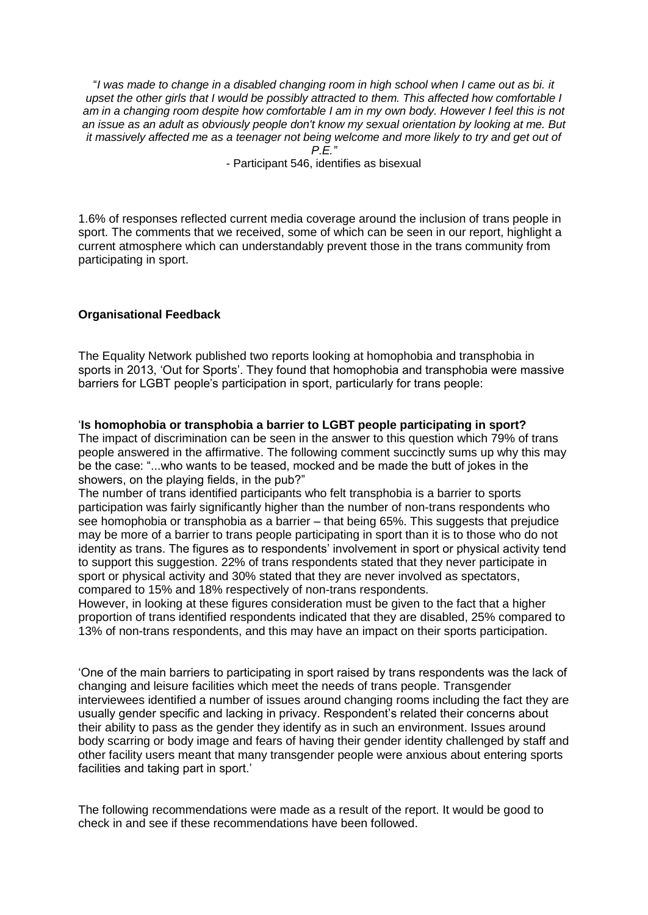*"I was made to change in a disabled changing room in high school when I came out as bi. it upset the other girls that I would be possibly attracted to them. This affected how comfortable I am in a changing room despite how comfortable I am in my own body. However I feel this is not an issue as an adult as obviously people don't know my sexual orientation by looking at me. But it massively affected me as a teenager not being welcome and more likely to try and get out of P.E."*

- Participant 546, identifies as bisexual

1.6% of responses reflected current media coverage around the inclusion of trans people in sport. The comments that we received, some of which can be seen in our report, highlight a current atmosphere which can understandably prevent those in the trans community from participating in sport.

**Organisational Feedback**

The Equality Network published two reports looking at homophobia and transphobia in sports in 2013, 'Out for Sports'. They found that homophobia and transphobia were massive barriers for LGBT people's participation in sport, particularly for trans people:

'**Is homophobia or transphobia a barrier to LGBT people participating in sport?**
The impact of discrimination can be seen in the answer to this question which 79% of trans people answered in the affirmative. The following comment succinctly sums up why this may be the case: "...who wants to be teased, mocked and be made the butt of jokes in the showers, on the playing fields, in the pub?"
The number of trans identified participants who felt transphobia is a barrier to sports participation was fairly significantly higher than the number of non-trans respondents who see homophobia or transphobia as a barrier – that being 65%. This suggests that prejudice may be more of a barrier to trans people participating in sport than it is to those who do not identity as trans. The figures as to respondents' involvement in sport or physical activity tend to support this suggestion. 22% of trans respondents stated that they never participate in sport or physical activity and 30% stated that they are never involved as spectators, compared to 15% and 18% respectively of non-trans respondents.
However, in looking at these figures consideration must be given to the fact that a higher proportion of trans identified respondents indicated that they are disabled, 25% compared to 13% of non-trans respondents, and this may have an impact on their sports participation.

'One of the main barriers to participating in sport raised by trans respondents was the lack of changing and leisure facilities which meet the needs of trans people. Transgender interviewees identified a number of issues around changing rooms including the fact they are usually gender specific and lacking in privacy. Respondent's related their concerns about their ability to pass as the gender they identify as in such an environment. Issues around body scarring or body image and fears of having their gender identity challenged by staff and other facility users meant that many transgender people were anxious about entering sports facilities and taking part in sport.'

The following recommendations were made as a result of the report. It would be good to check in and see if these recommendations have been followed.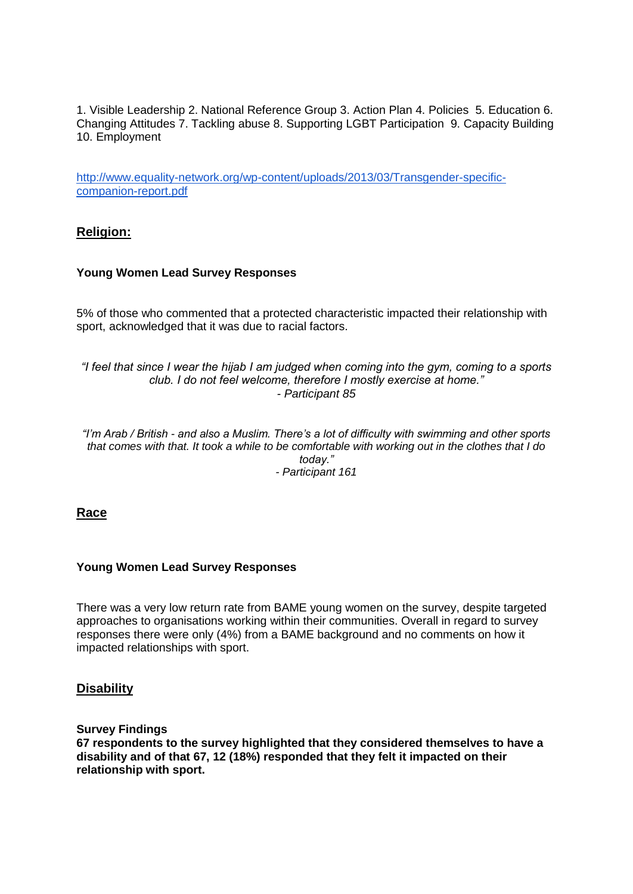1. Visible Leadership 2. National Reference Group 3. Action Plan 4. Policies 5. Education 6. Changing Attitudes 7. Tackling abuse 8. Supporting LGBT Participation 9. Capacity Building 10. Employment

[http://www.equality-network.org/wp-content/uploads/2013/03/Transgender-specific-companion-report.pdf](http://www.equality-network.org/wp-content/uploads/2013/03/Transgender-specific-companion-report.pdf)

## Religion:

### Young Women Lead Survey Responses

5% of those who commented that a protected characteristic impacted their relationship with sport, acknowledged that it was due to racial factors.

> *"I feel that since I wear the hijab I am judged when coming into the gym, coming to a sports club. I do not feel welcome, therefore I mostly exercise at home."*
> *- Participant 85*

> *"I'm Arab / British - and also a Muslim. There's a lot of difficulty with swimming and other sports that comes with that. It took a while to be comfortable with working out in the clothes that I do today."*
> *- Participant 161*

## Race

### Young Women Lead Survey Responses

There was a very low return rate from BAME young women on the survey, despite targeted approaches to organisations working within their communities. Overall in regard to survey responses there were only (4%) from a BAME background and no comments on how it impacted relationships with sport.

## Disability

**Survey Findings**
**67 respondents to the survey highlighted that they considered themselves to have a disability and of that 67, 12 (18%) responded that they felt it impacted on their relationship with sport.**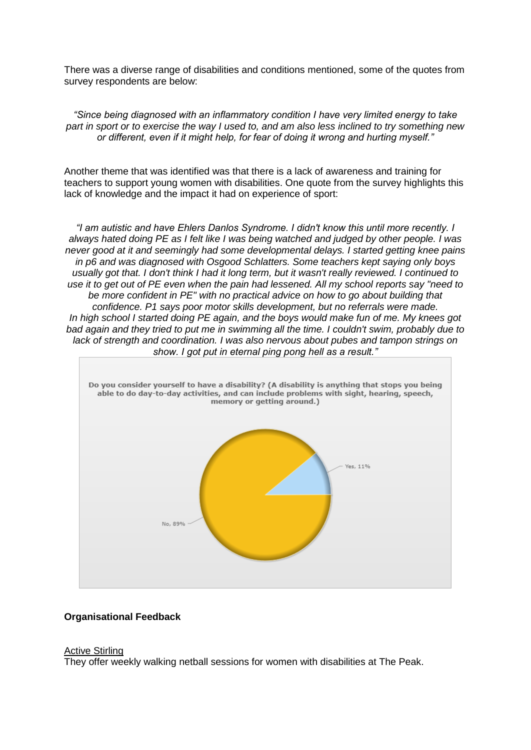There was a diverse range of disabilities and conditions mentioned, some of the quotes from survey respondents are below:

*"Since being diagnosed with an inflammatory condition I have very limited energy to take part in sport or to exercise the way I used to, and am also less inclined to try something new or different, even if it might help, for fear of doing it wrong and hurting myself."*

Another theme that was identified was that there is a lack of awareness and training for teachers to support young women with disabilities. One quote from the survey highlights this lack of knowledge and the impact it had on experience of sport:

*"I am autistic and have Ehlers Danlos Syndrome. I didn't know this until more recently. I always hated doing PE as I felt like I was being watched and judged by other people. I was never good at it and seemingly had some developmental delays. I started getting knee pains in p6 and was diagnosed with Osgood Schlatters. Some teachers kept saying only boys usually got that. I don't think I had it long term, but it wasn't really reviewed. I continued to use it to get out of PE even when the pain had lessened. All my school reports say "need to be more confident in PE" with no practical advice on how to go about building that confidence. P1 says poor motor skills development, but no referrals were made. In high school I started doing PE again, and the boys would make fun of me. My knees got bad again and they tried to put me in swimming all the time. I couldn't swim, probably due to lack of strength and coordination. I was also nervous about pubes and tampon strings on show. I got put in eternal ping pong hell as a result."*

Do you consider yourself to have a disability? (A disability is anything that stops you being able to do day-to-day activities, and can include problems with sight, hearing, speech, memory or getting around.)

| Response | Percentage |
| --- | --- |
| Yes | 11% |
| No | 89% |

**Organisational Feedback**

<u>Active Stirling</u>

They offer weekly walking netball sessions for women with disabilities at The Peak.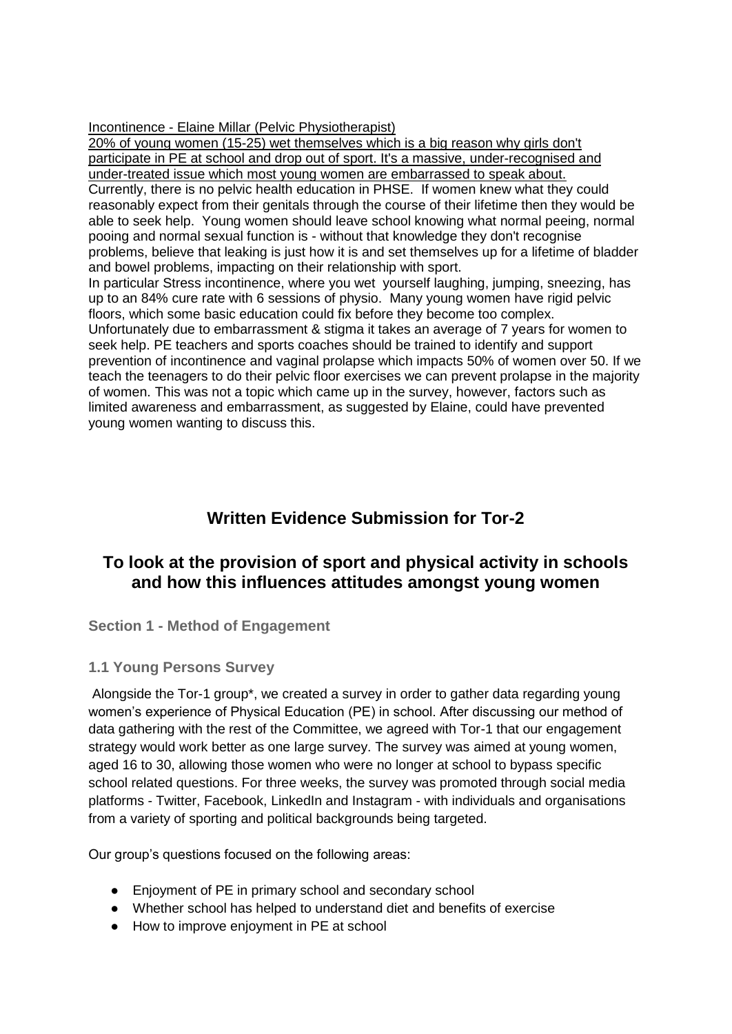<u>Incontinence - Elaine Millar (Pelvic Physiotherapist)</u>

<u>20% of young women (15-25) wet themselves which is a big reason why girls don't participate in PE at school and drop out of sport. It's a massive, under-recognised and under-treated issue which most young women are embarrassed to speak about.</u>

Currently, there is no pelvic health education in PHSE. If women knew what they could reasonably expect from their genitals through the course of their lifetime then they would be able to seek help. Young women should leave school knowing what normal peeing, normal pooing and normal sexual function is - without that knowledge they don't recognise problems, believe that leaking is just how it is and set themselves up for a lifetime of bladder and bowel problems, impacting on their relationship with sport.

In particular Stress incontinence, where you wet yourself laughing, jumping, sneezing, has up to an 84% cure rate with 6 sessions of physio. Many young women have rigid pelvic floors, which some basic education could fix before they become too complex.

Unfortunately due to embarrassment & stigma it takes an average of 7 years for women to seek help. PE teachers and sports coaches should be trained to identify and support prevention of incontinence and vaginal prolapse which impacts 50% of women over 50. If we teach the teenagers to do their pelvic floor exercises we can prevent prolapse in the majority of women. This was not a topic which came up in the survey, however, factors such as limited awareness and embarrassment, as suggested by Elaine, could have prevented young women wanting to discuss this.

# Written Evidence Submission for Tor-2

# To look at the provision of sport and physical activity in schools and how this influences attitudes amongst young women

## Section 1 - Method of Engagement

### 1.1 Young Persons Survey

Alongside the Tor-1 group*, we created a survey in order to gather data regarding young women's experience of Physical Education (PE) in school. After discussing our method of data gathering with the rest of the Committee, we agreed with Tor-1 that our engagement strategy would work better as one large survey. The survey was aimed at young women, aged 16 to 30, allowing those women who were no longer at school to bypass specific school related questions. For three weeks, the survey was promoted through social media platforms - Twitter, Facebook, LinkedIn and Instagram - with individuals and organisations from a variety of sporting and political backgrounds being targeted.

Our group's questions focused on the following areas:

- Enjoyment of PE in primary school and secondary school
- Whether school has helped to understand diet and benefits of exercise
- How to improve enjoyment in PE at school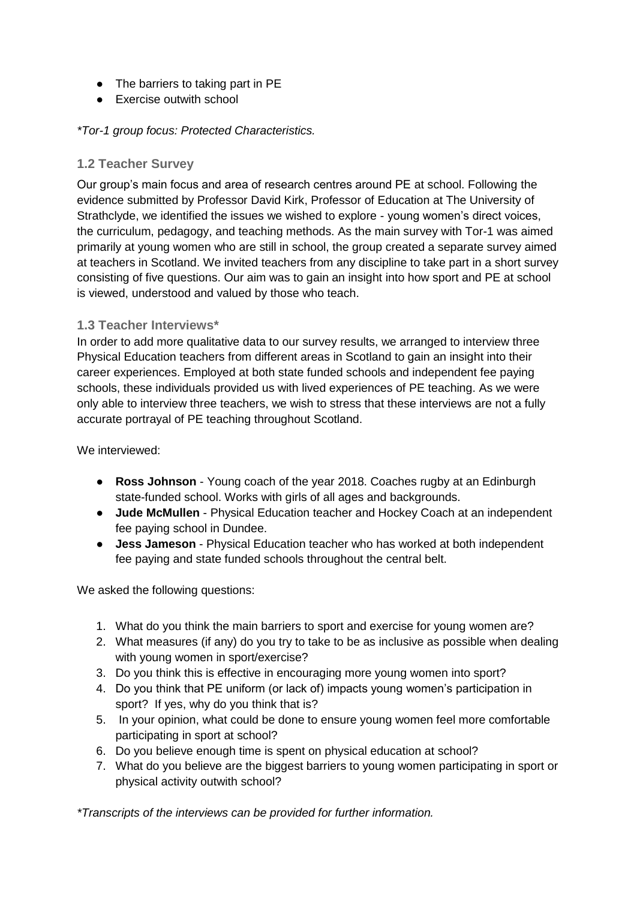- The barriers to taking part in PE
- Exercise outwith school

*\*Tor-1 group focus: Protected Characteristics.*

### 1.2 Teacher Survey

Our group's main focus and area of research centres around PE at school. Following the evidence submitted by Professor David Kirk, Professor of Education at The University of Strathclyde, we identified the issues we wished to explore - young women's direct voices, the curriculum, pedagogy, and teaching methods. As the main survey with Tor-1 was aimed primarily at young women who are still in school, the group created a separate survey aimed at teachers in Scotland. We invited teachers from any discipline to take part in a short survey consisting of five questions. Our aim was to gain an insight into how sport and PE at school is viewed, understood and valued by those who teach.

### 1.3 Teacher Interviews*

In order to add more qualitative data to our survey results, we arranged to interview three Physical Education teachers from different areas in Scotland to gain an insight into their career experiences. Employed at both state funded schools and independent fee paying schools, these individuals provided us with lived experiences of PE teaching. As we were only able to interview three teachers, we wish to stress that these interviews are not a fully accurate portrayal of PE teaching throughout Scotland.

We interviewed:

- **Ross Johnson** - Young coach of the year 2018. Coaches rugby at an Edinburgh state-funded school. Works with girls of all ages and backgrounds.
- **Jude McMullen** - Physical Education teacher and Hockey Coach at an independent fee paying school in Dundee.
- **Jess Jameson** - Physical Education teacher who has worked at both independent fee paying and state funded schools throughout the central belt.

We asked the following questions:

1. What do you think the main barriers to sport and exercise for young women are?
2. What measures (if any) do you try to take to be as inclusive as possible when dealing with young women in sport/exercise?
3. Do you think this is effective in encouraging more young women into sport?
4. Do you think that PE uniform (or lack of) impacts young women's participation in sport? If yes, why do you think that is?
5. In your opinion, what could be done to ensure young women feel more comfortable participating in sport at school?
6. Do you believe enough time is spent on physical education at school?
7. What do you believe are the biggest barriers to young women participating in sport or physical activity outwith school?

*\*Transcripts of the interviews can be provided for further information.*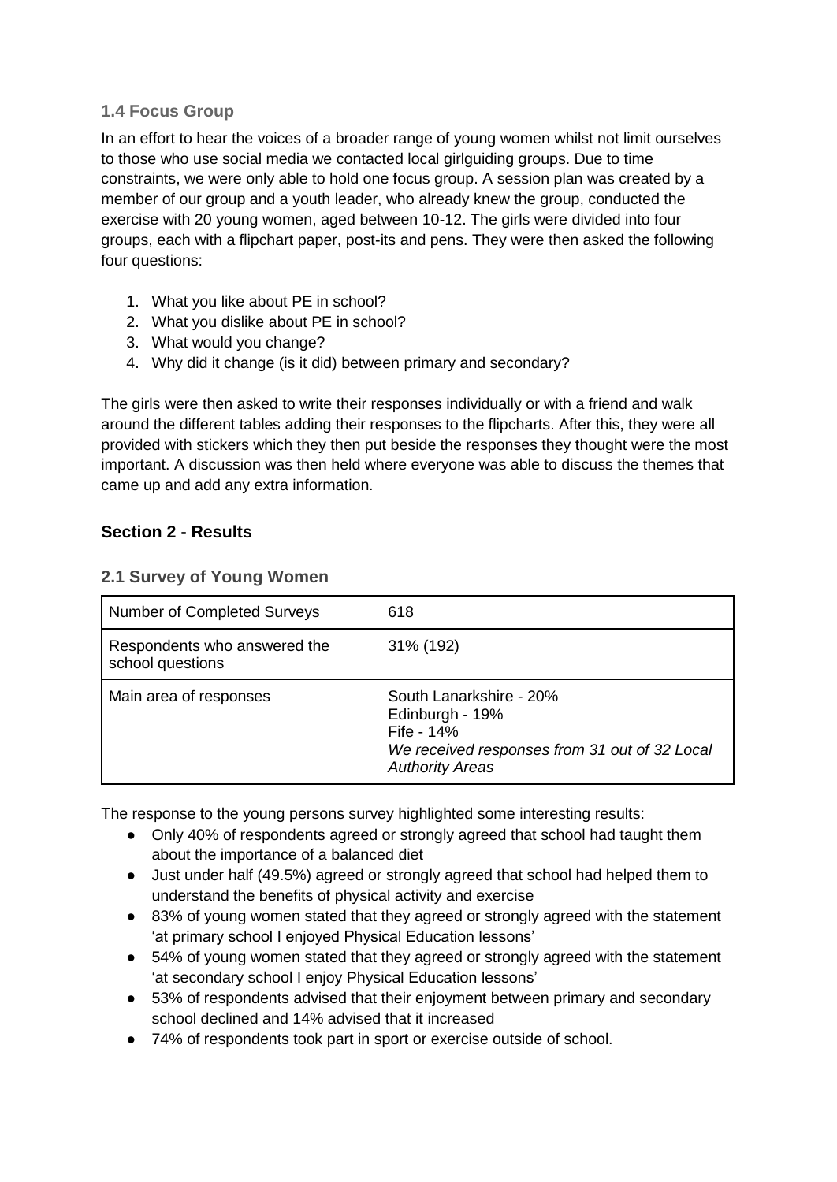### 1.4 Focus Group

In an effort to hear the voices of a broader range of young women whilst not limit ourselves to those who use social media we contacted local girlguiding groups. Due to time constraints, we were only able to hold one focus group. A session plan was created by a member of our group and a youth leader, who already knew the group, conducted the exercise with 20 young women, aged between 10-12. The girls were divided into four groups, each with a flipchart paper, post-its and pens. They were then asked the following four questions:

1. What you like about PE in school?
2. What you dislike about PE in school?
3. What would you change?
4. Why did it change (is it did) between primary and secondary?

The girls were then asked to write their responses individually or with a friend and walk around the different tables adding their responses to the flipcharts. After this, they were all provided with stickers which they then put beside the responses they thought were the most important. A discussion was then held where everyone was able to discuss the themes that came up and add any extra information.

## Section 2 - Results

### 2.1 Survey of Young Women

| | |
|---|---|
| Number of Completed Surveys | 618 |
| Respondents who answered the school questions | 31% (192) |
| Main area of responses | South Lanarkshire - 20%<br>Edinburgh - 19%<br>Fife - 14%<br>*We received responses from 31 out of 32 Local Authority Areas* |

The response to the young persons survey highlighted some interesting results:

- Only 40% of respondents agreed or strongly agreed that school had taught them about the importance of a balanced diet
- Just under half (49.5%) agreed or strongly agreed that school had helped them to understand the benefits of physical activity and exercise
- 83% of young women stated that they agreed or strongly agreed with the statement 'at primary school I enjoyed Physical Education lessons'
- 54% of young women stated that they agreed or strongly agreed with the statement 'at secondary school I enjoy Physical Education lessons'
- 53% of respondents advised that their enjoyment between primary and secondary school declined and 14% advised that it increased
- 74% of respondents took part in sport or exercise outside of school.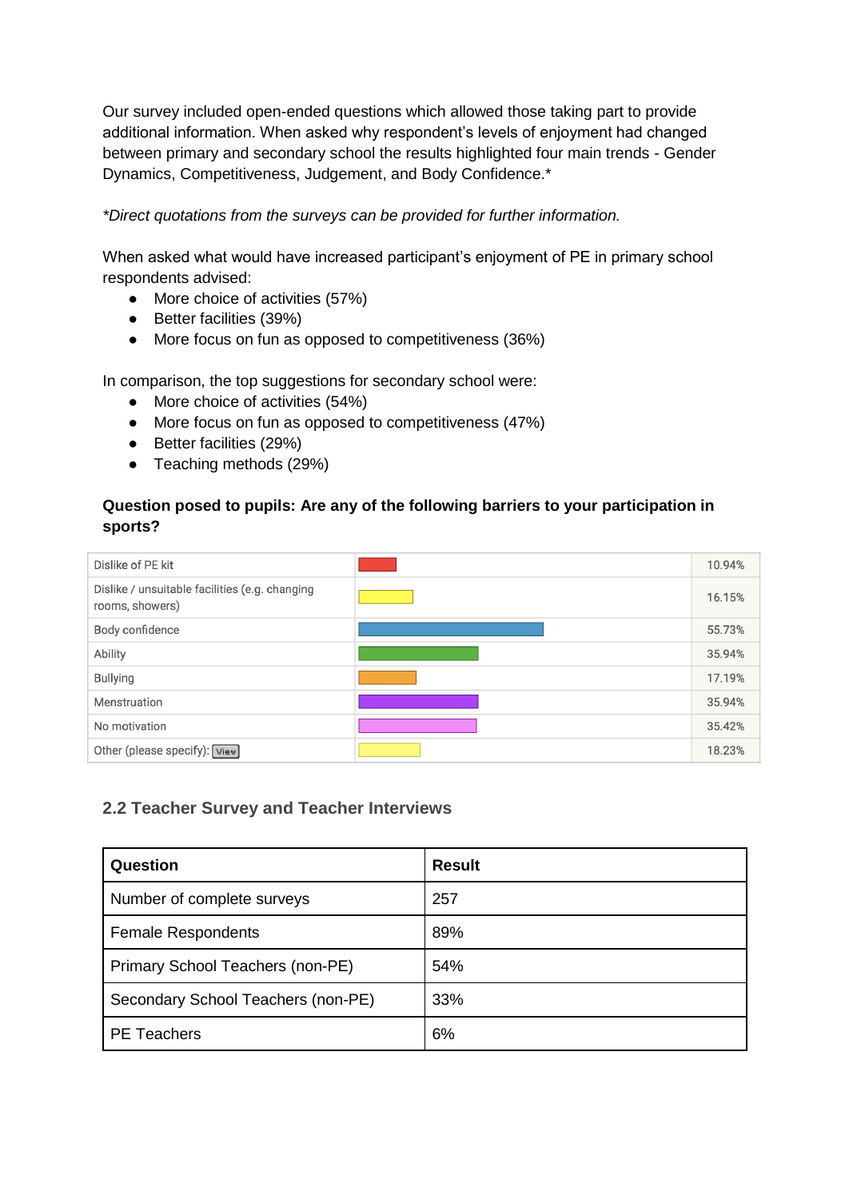Our survey included open-ended questions which allowed those taking part to provide additional information. When asked why respondent's levels of enjoyment had changed between primary and secondary school the results highlighted four main trends - Gender Dynamics, Competitiveness, Judgement, and Body Confidence.*

*\*Direct quotations from the surveys can be provided for further information.*

When asked what would have increased participant's enjoyment of PE in primary school respondents advised:

- More choice of activities (57%)
- Better facilities (39%)
- More focus on fun as opposed to competitiveness (36%)

In comparison, the top suggestions for secondary school were:

- More choice of activities (54%)
- More focus on fun as opposed to competitiveness (47%)
- Better facilities (29%)
- Teaching methods (29%)

**Question posed to pupils: Are any of the following barriers to your participation in sports?**

| Barrier | Percentage |
|---|---|
| Dislike of PE kit | 10.94% |
| Dislike / unsuitable facilities (e.g. changing rooms, showers) | 16.15% |
| Body confidence | 55.73% |
| Ability | 35.94% |
| Bullying | 17.19% |
| Menstruation | 35.94% |
| No motivation | 35.42% |
| Other (please specify): View | 18.23% |

### 2.2 Teacher Survey and Teacher Interviews

| Question | Result |
|---|---|
| Number of complete surveys | 257 |
| Female Respondents | 89% |
| Primary School Teachers (non-PE) | 54% |
| Secondary School Teachers (non-PE) | 33% |
| PE Teachers | 6% |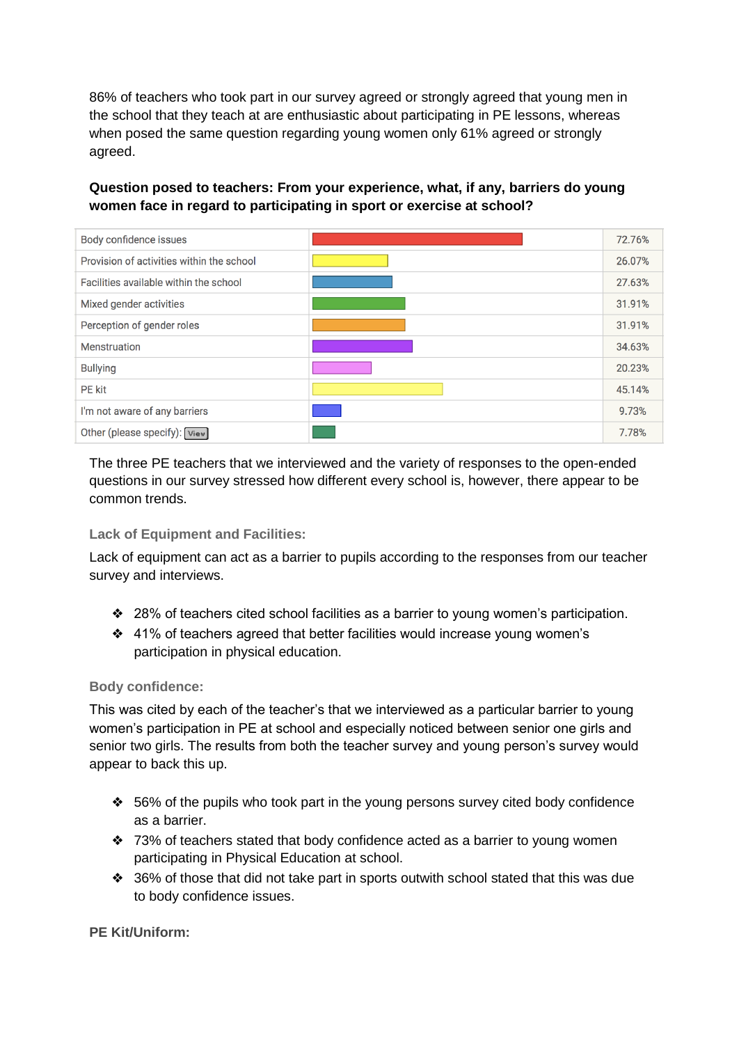86% of teachers who took part in our survey agreed or strongly agreed that young men in the school that they teach at are enthusiastic about participating in PE lessons, whereas when posed the same question regarding young women only 61% agreed or strongly agreed.

**Question posed to teachers: From your experience, what, if any, barriers do young women face in regard to participating in sport or exercise at school?**

| Barrier | Percentage |
|---|---|
| Body confidence issues | 72.76% |
| Provision of activities within the school | 26.07% |
| Facilities available within the school | 27.63% |
| Mixed gender activities | 31.91% |
| Perception of gender roles | 31.91% |
| Menstruation | 34.63% |
| Bullying | 20.23% |
| PE kit | 45.14% |
| I'm not aware of any barriers | 9.73% |
| Other (please specify): View | 7.78% |

The three PE teachers that we interviewed and the variety of responses to the open-ended questions in our survey stressed how different every school is, however, there appear to be common trends.

### Lack of Equipment and Facilities:

Lack of equipment can act as a barrier to pupils according to the responses from our teacher survey and interviews.

- 28% of teachers cited school facilities as a barrier to young women's participation.
- 41% of teachers agreed that better facilities would increase young women's participation in physical education.

### Body confidence:

This was cited by each of the teacher's that we interviewed as a particular barrier to young women's participation in PE at school and especially noticed between senior one girls and senior two girls. The results from both the teacher survey and young person's survey would appear to back this up.

- 56% of the pupils who took part in the young persons survey cited body confidence as a barrier.
- 73% of teachers stated that body confidence acted as a barrier to young women participating in Physical Education at school.
- 36% of those that did not take part in sports outwith school stated that this was due to body confidence issues.

**PE Kit/Uniform:**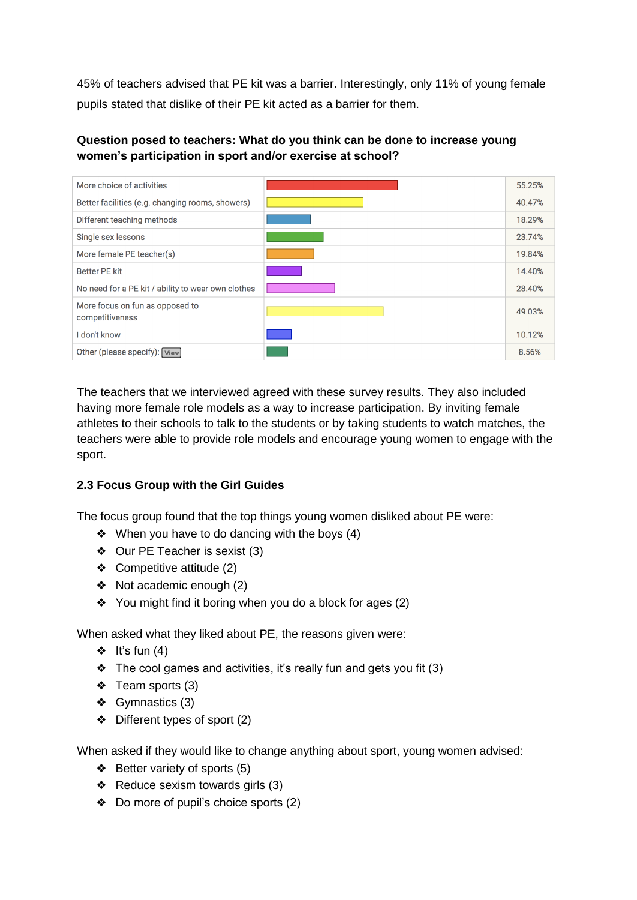45% of teachers advised that PE kit was a barrier. Interestingly, only 11% of young female pupils stated that dislike of their PE kit acted as a barrier for them.

**Question posed to teachers: What do you think can be done to increase young women's participation in sport and/or exercise at school?**

| Response | Percentage |
|---|---|
| More choice of activities | 55.25% |
| Better facilities (e.g. changing rooms, showers) | 40.47% |
| Different teaching methods | 18.29% |
| Single sex lessons | 23.74% |
| More female PE teacher(s) | 19.84% |
| Better PE kit | 14.40% |
| No need for a PE kit / ability to wear own clothes | 28.40% |
| More focus on fun as opposed to competitiveness | 49.03% |
| I don't know | 10.12% |
| Other (please specify): View | 8.56% |

The teachers that we interviewed agreed with these survey results. They also included having more female role models as a way to increase participation. By inviting female athletes to their schools to talk to the students or by taking students to watch matches, the teachers were able to provide role models and encourage young women to engage with the sport.

### 2.3 Focus Group with the Girl Guides

The focus group found that the top things young women disliked about PE were:

- When you have to do dancing with the boys (4)
- Our PE Teacher is sexist (3)
- Competitive attitude (2)
- Not academic enough (2)
- You might find it boring when you do a block for ages (2)

When asked what they liked about PE, the reasons given were:

- It's fun (4)
- The cool games and activities, it's really fun and gets you fit (3)
- Team sports (3)
- Gymnastics (3)
- Different types of sport (2)

When asked if they would like to change anything about sport, young women advised:

- Better variety of sports (5)
- Reduce sexism towards girls (3)
- Do more of pupil's choice sports (2)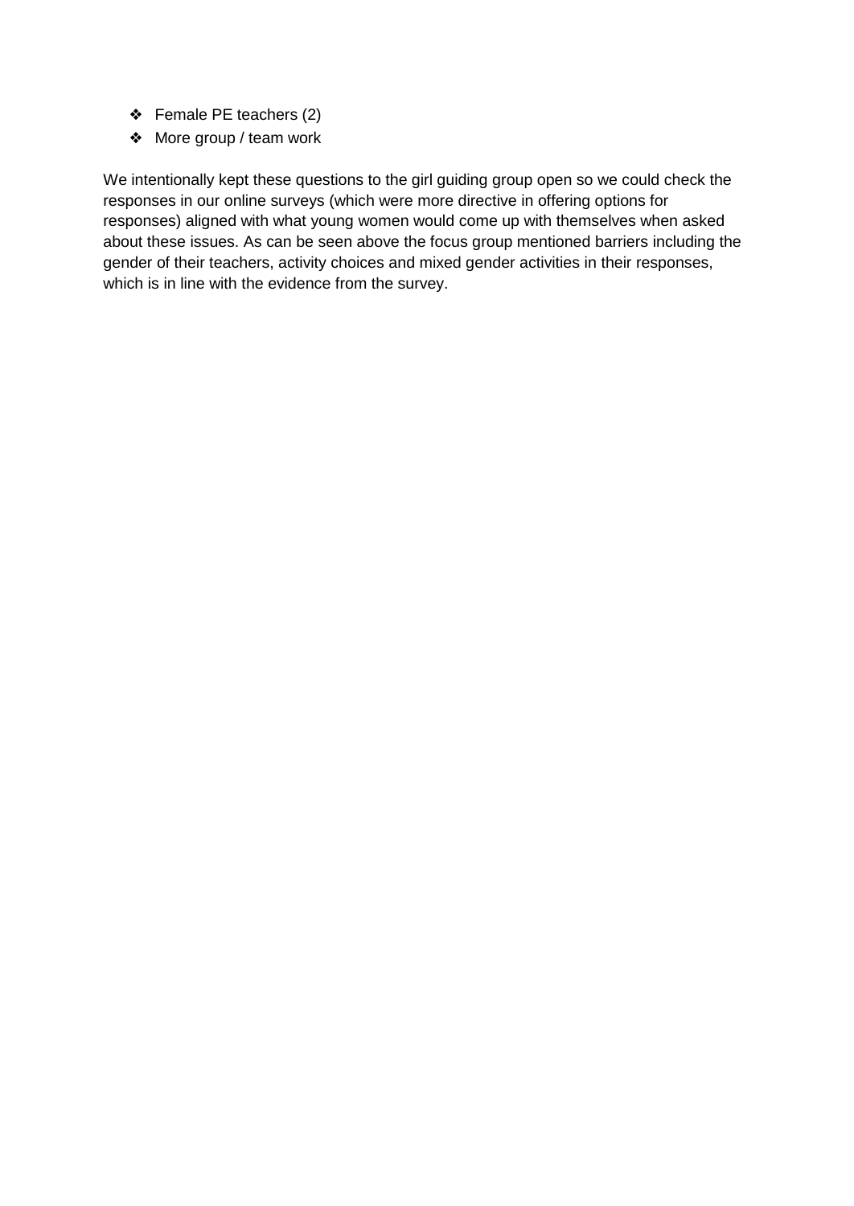- Female PE teachers (2)
- More group / team work

We intentionally kept these questions to the girl guiding group open so we could check the responses in our online surveys (which were more directive in offering options for responses) aligned with what young women would come up with themselves when asked about these issues. As can be seen above the focus group mentioned barriers including the gender of their teachers, activity choices and mixed gender activities in their responses, which is in line with the evidence from the survey.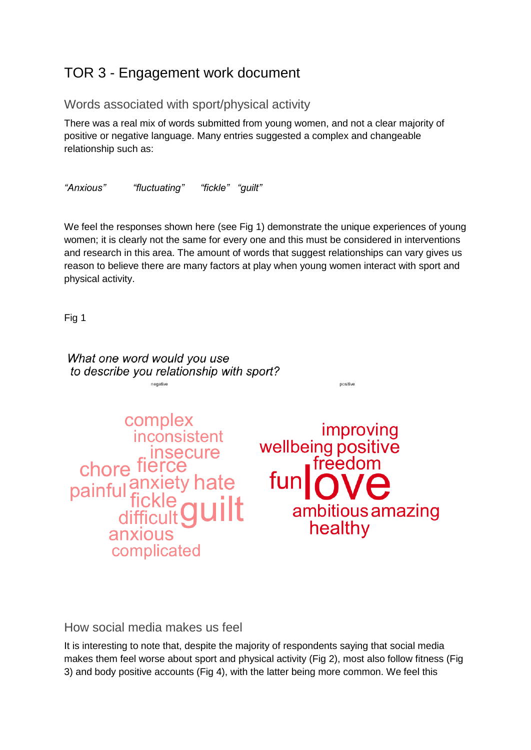# TOR 3 - Engagement work document

## Words associated with sport/physical activity

There was a real mix of words submitted from young women, and not a clear majority of positive or negative language. Many entries suggested a complex and changeable relationship such as:

*"Anxious"* *"fluctuating"* *"fickle"* *"guilt"*

We feel the responses shown here (see Fig 1) demonstrate the unique experiences of young women; it is clearly not the same for every one and this must be considered in interventions and research in this area. The amount of words that suggest relationships can vary gives us reason to believe there are many factors at play when young women interact with sport and physical activity.

Fig 1

*What one word would you use to describe you relationship with sport?*

negative

complex
inconsistent
insecure
chore fierce
painful anxiety hate
fickle
difficult guilt
anxious
complicated

positive

improving
wellbeing positive
freedom
fun love
ambitious amazing
healthy

## How social media makes us feel

It is interesting to note that, despite the majority of respondents saying that social media makes them feel worse about sport and physical activity (Fig 2), most also follow fitness (Fig 3) and body positive accounts (Fig 4), with the latter being more common. We feel this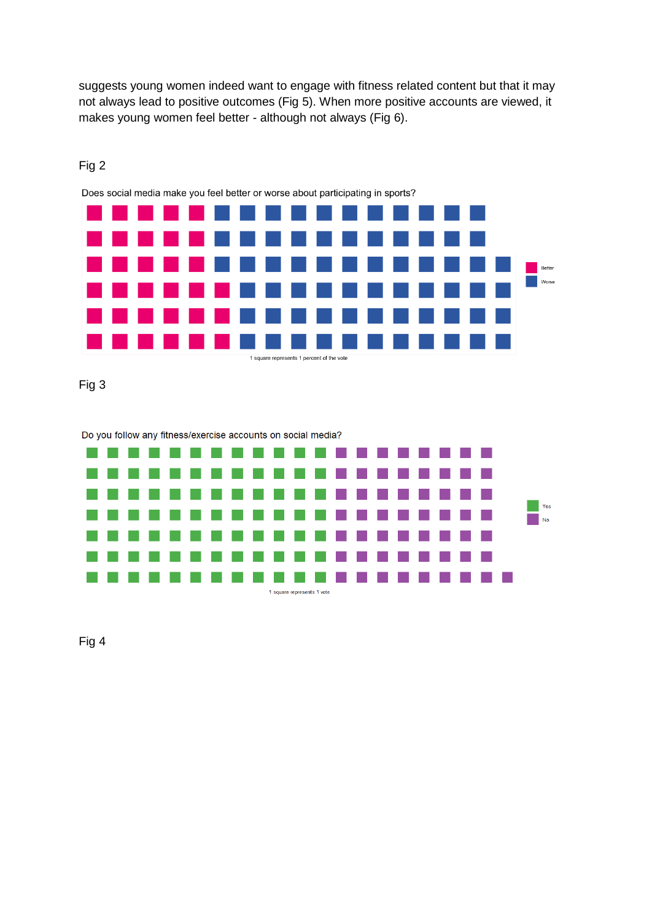suggests young women indeed want to engage with fitness related content but that it may not always lead to positive outcomes (Fig 5). When more positive accounts are viewed, it makes young women feel better - although not always (Fig 6).

Fig 2

Does social media make you feel better or worse about participating in sports?

Better

Worse

1 square represents 1 percent of the vote

Fig 3

Do you follow any fitness/exercise accounts on social media?

Yes

No

1 square represents 1 vote

Fig 4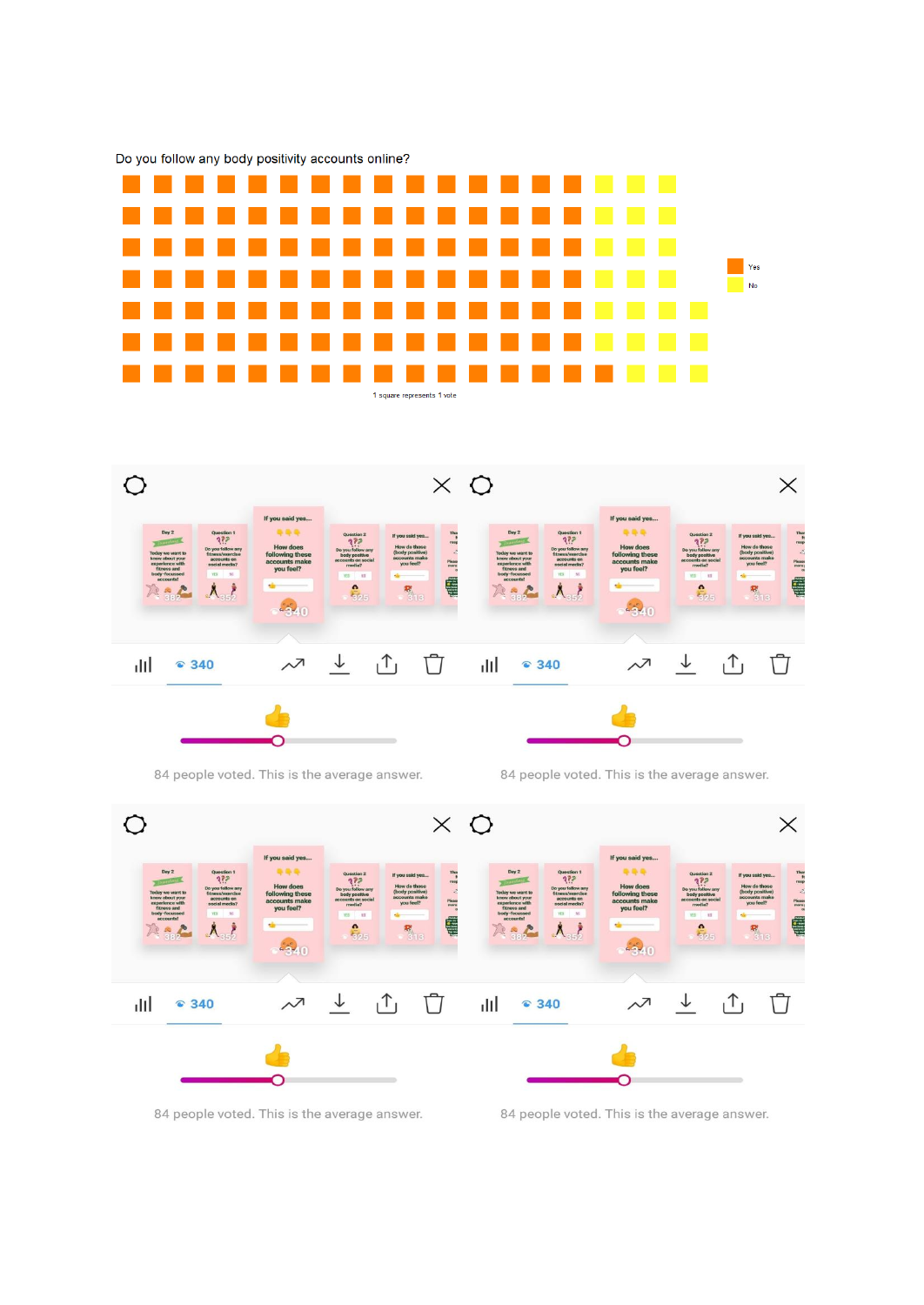Do you follow any body positivity accounts online?

Yes

No

1 square represents 1 vote

84 people voted. This is the average answer.

84 people voted. This is the average answer.

84 people voted. This is the average answer.

84 people voted. This is the average answer.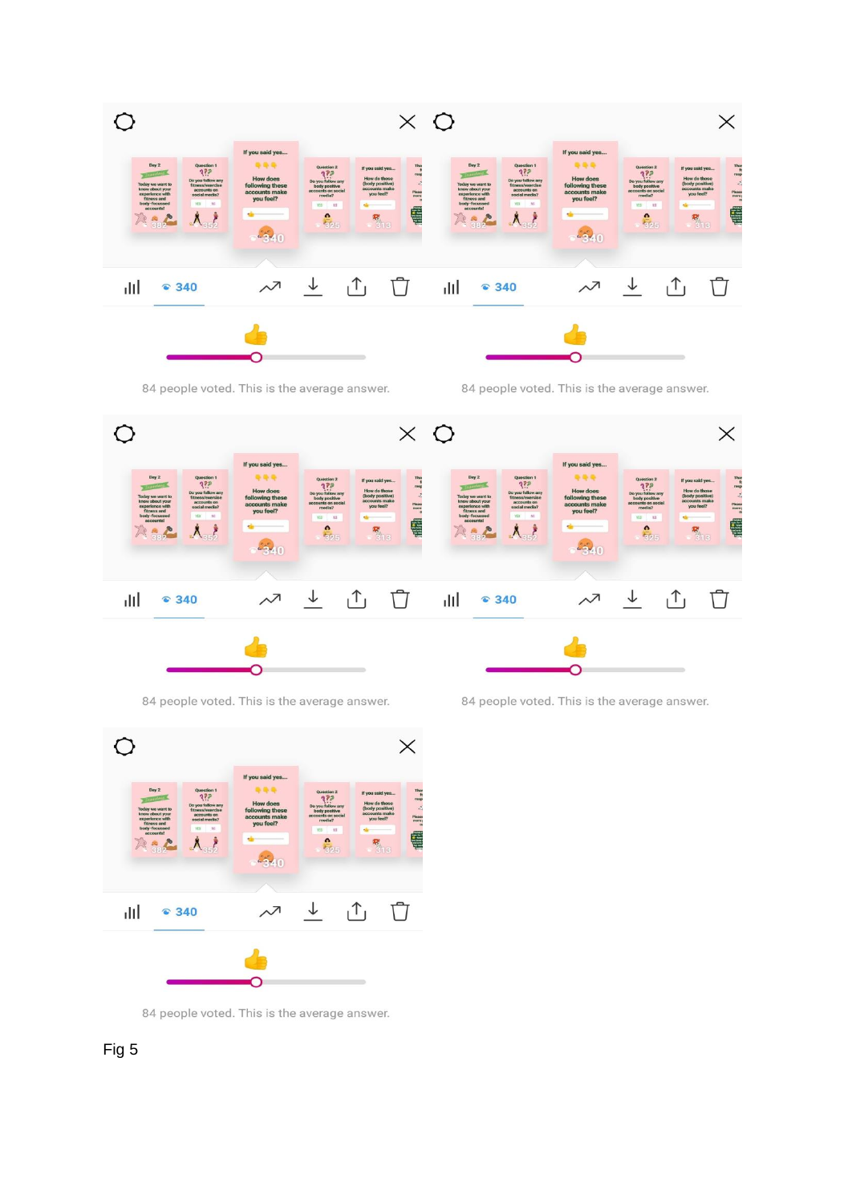340

84 people voted. This is the average answer.

340

84 people voted. This is the average answer.

340

84 people voted. This is the average answer.

340

84 people voted. This is the average answer.

340

84 people voted. This is the average answer.

Fig 5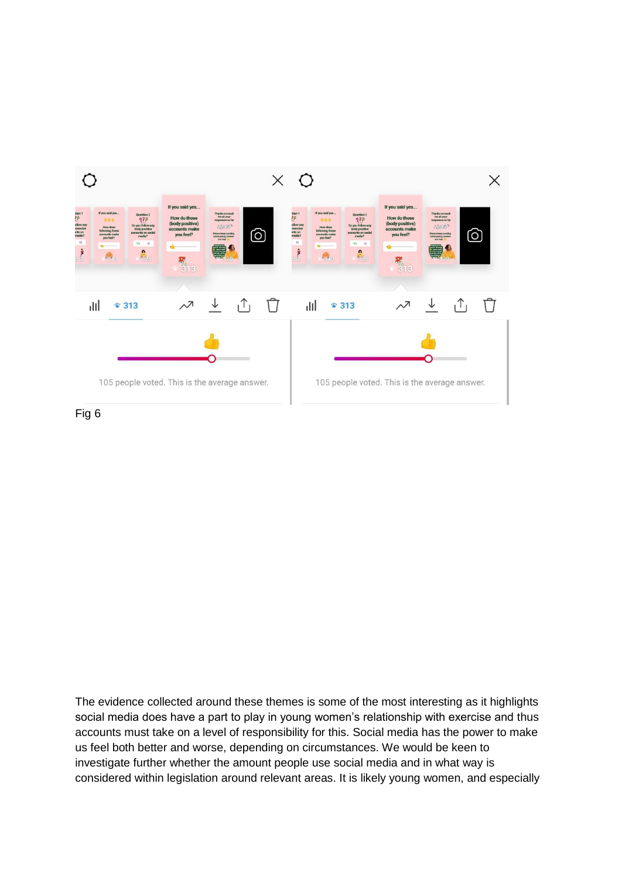Fig 6

The evidence collected around these themes is some of the most interesting as it highlights social media does have a part to play in young women's relationship with exercise and thus accounts must take on a level of responsibility for this. Social media has the power to make us feel both better and worse, depending on circumstances. We would be keen to investigate further whether the amount people use social media and in what way is considered within legislation around relevant areas. It is likely young women, and especially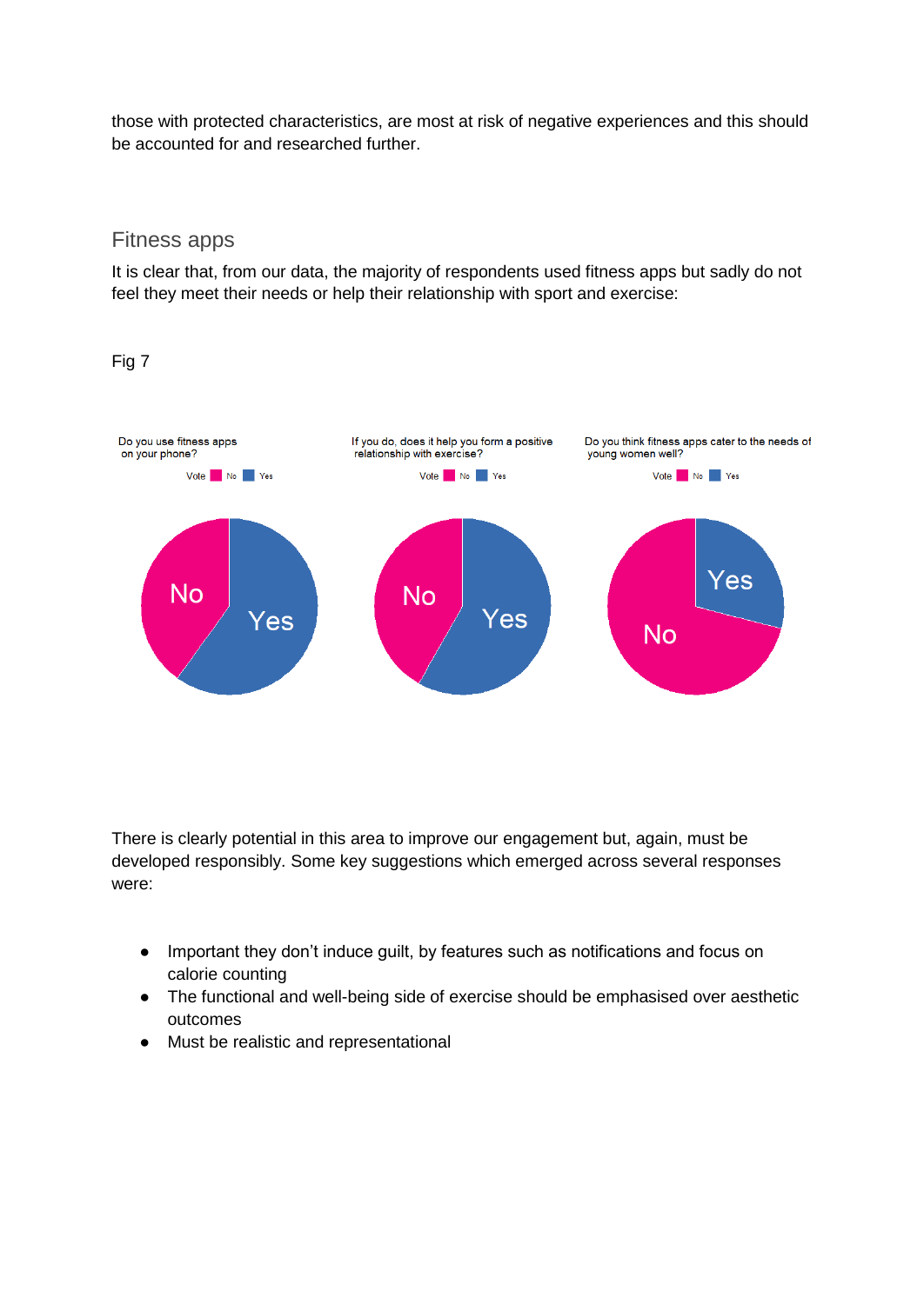those with protected characteristics, are most at risk of negative experiences and this should be accounted for and researched further.

## Fitness apps

It is clear that, from our data, the majority of respondents used fitness apps but sadly do not feel they meet their needs or help their relationship with sport and exercise:

Fig 7

Do you use fitness apps on your phone?

Vote No Yes

No Yes

If you do, does it help you form a positive relationship with exercise?

Vote No Yes

No Yes

Do you think fitness apps cater to the needs of young women well?

Vote No Yes

Yes No

There is clearly potential in this area to improve our engagement but, again, must be developed responsibly. Some key suggestions which emerged across several responses were:

- Important they don't induce guilt, by features such as notifications and focus on calorie counting
- The functional and well-being side of exercise should be emphasised over aesthetic outcomes
- Must be realistic and representational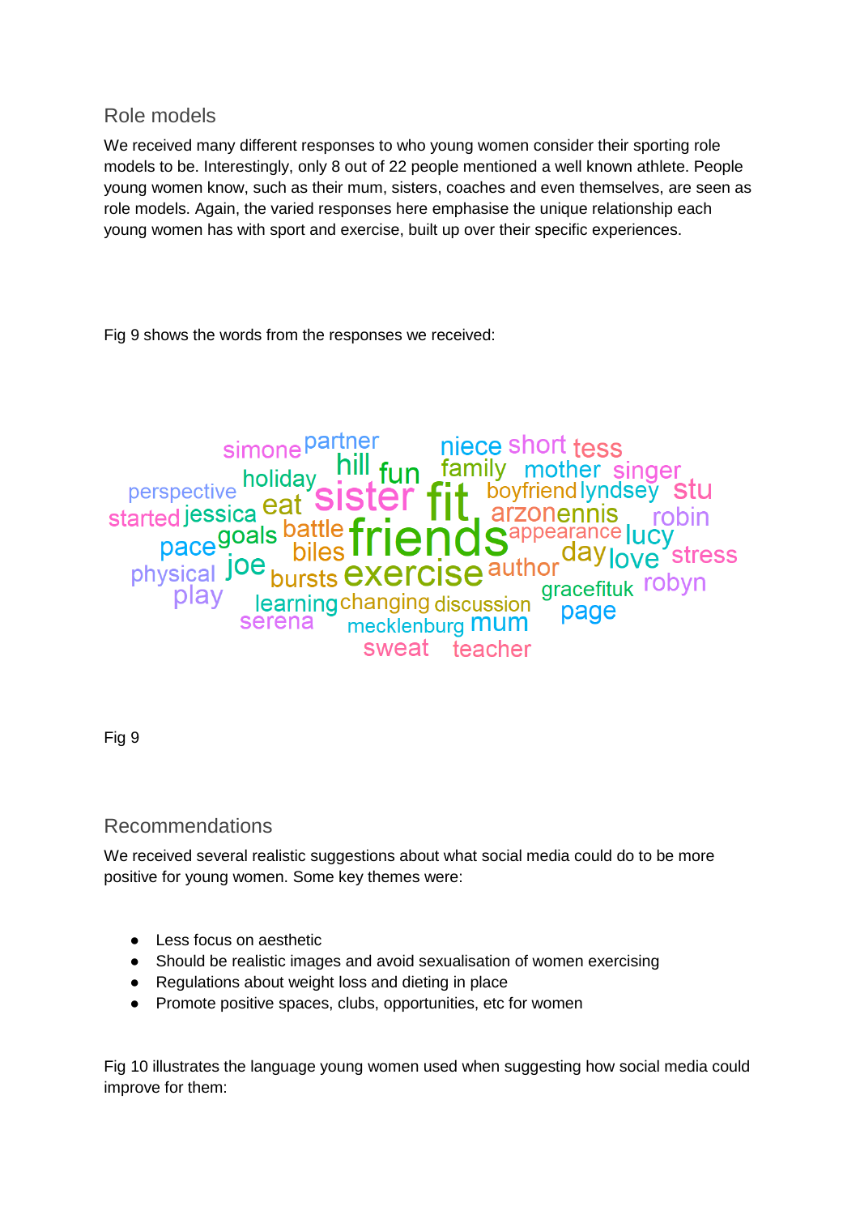## Role models

We received many different responses to who young women consider their sporting role models to be. Interestingly, only 8 out of 22 people mentioned a well known athlete. People young women know, such as their mum, sisters, coaches and even themselves, are seen as role models. Again, the varied responses here emphasise the unique relationship each young women has with sport and exercise, built up over their specific experiences.

Fig 9 shows the words from the responses we received:

simone partner niece short tess
hill fun family mother singer
holiday perspective sister fit boyfriend lyndsey stu
started jessica eat arzonennis robin
goals battle friends appearance lucy
pace biles day love stress
physical joe bursts exercise author robyn
play learning changing discussion gracefituk page
serena mecklenburg mum
sweat teacher

Fig 9

## Recommendations

We received several realistic suggestions about what social media could do to be more positive for young women. Some key themes were:

- Less focus on aesthetic
- Should be realistic images and avoid sexualisation of women exercising
- Regulations about weight loss and dieting in place
- Promote positive spaces, clubs, opportunities, etc for women

Fig 10 illustrates the language young women used when suggesting how social media could improve for them: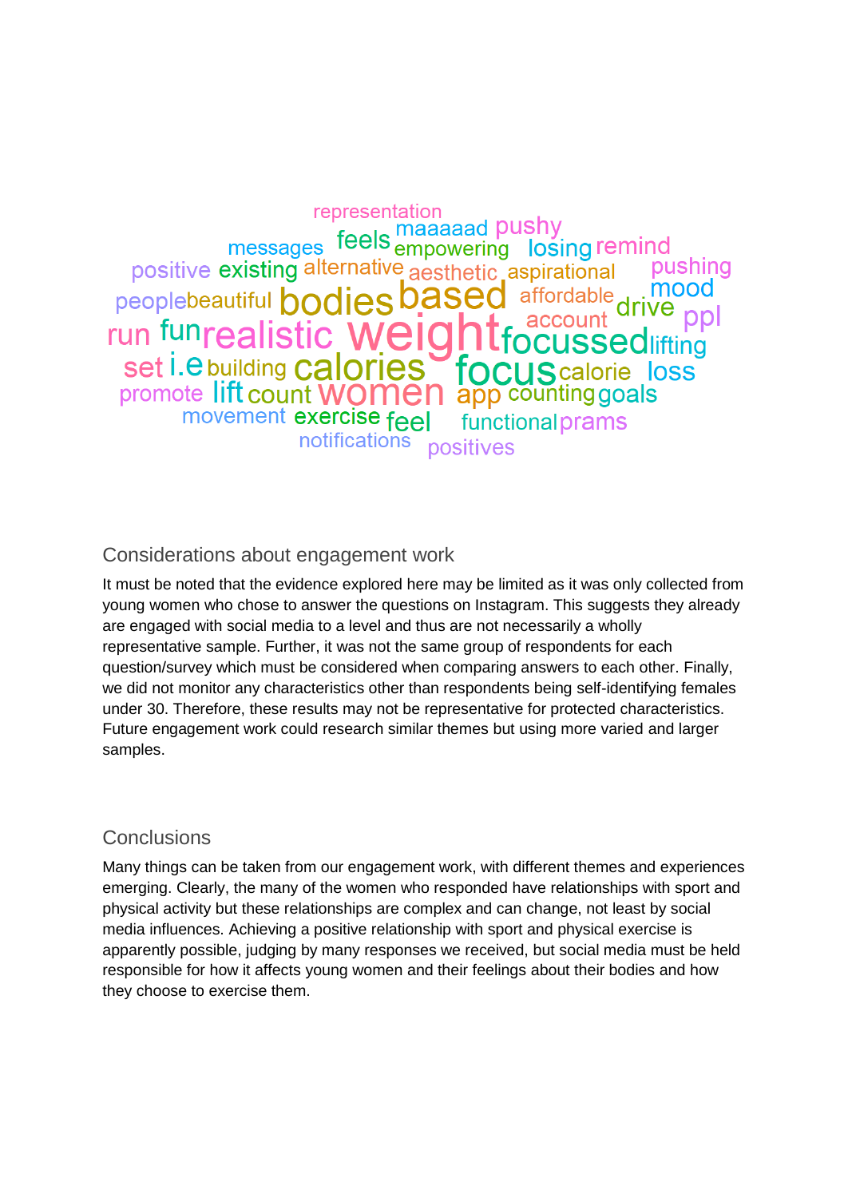representation
maaaaad pushy
messages feels empowering losing remind
positive existing alternative aesthetic aspirational pushing
people beautiful bodies based affordable drive mood
run fun realistic weight account ppl
focussed lifting
set i.e building calories focus calorie loss
promote lift count women app counting goals
movement exercise feel functional prams
notifications positives

## Considerations about engagement work

It must be noted that the evidence explored here may be limited as it was only collected from young women who chose to answer the questions on Instagram. This suggests they already are engaged with social media to a level and thus are not necessarily a wholly representative sample. Further, it was not the same group of respondents for each question/survey which must be considered when comparing answers to each other. Finally, we did not monitor any characteristics other than respondents being self-identifying females under 30. Therefore, these results may not be representative for protected characteristics. Future engagement work could research similar themes but using more varied and larger samples.

## Conclusions

Many things can be taken from our engagement work, with different themes and experiences emerging. Clearly, the many of the women who responded have relationships with sport and physical activity but these relationships are complex and can change, not least by social media influences. Achieving a positive relationship with sport and physical exercise is apparently possible, judging by many responses we received, but social media must be held responsible for how it affects young women and their feelings about their bodies and how they choose to exercise them.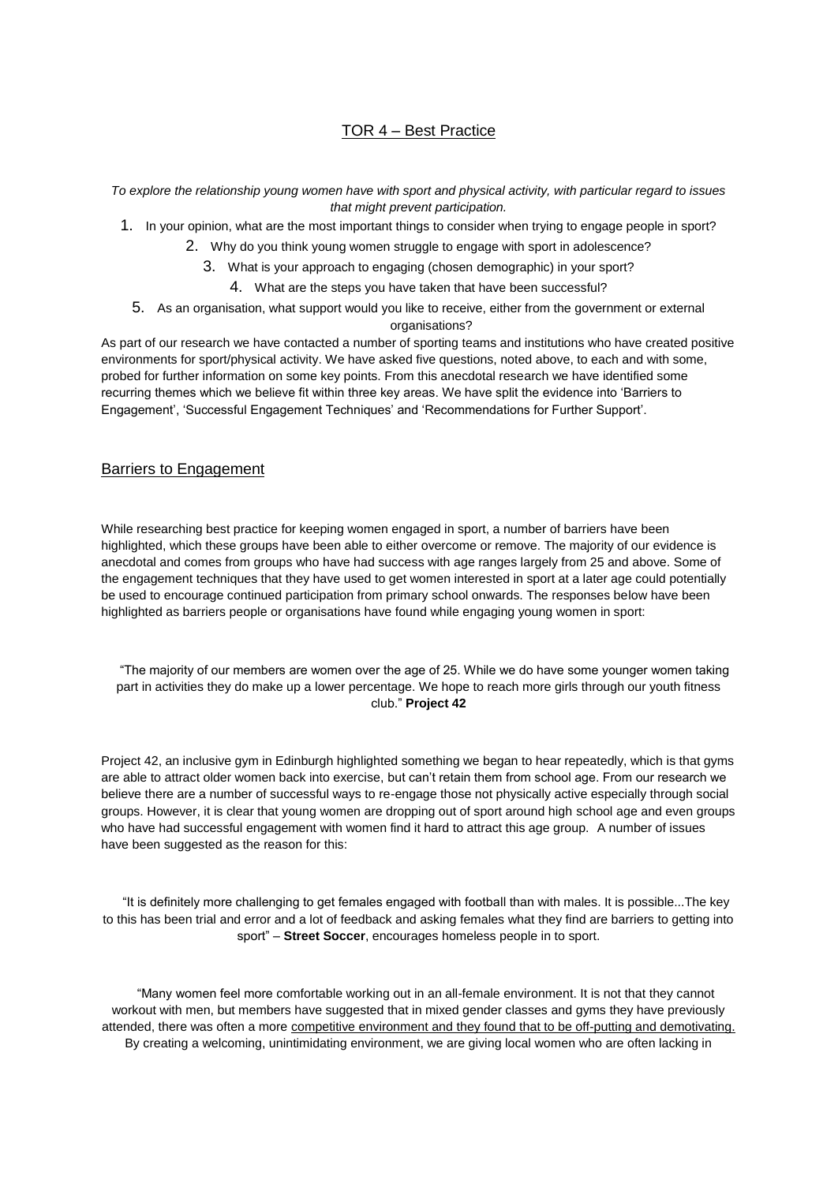## TOR 4 – Best Practice

*To explore the relationship young women have with sport and physical activity, with particular regard to issues that might prevent participation.*

1. In your opinion, what are the most important things to consider when trying to engage people in sport?
2. Why do you think young women struggle to engage with sport in adolescence?
3. What is your approach to engaging (chosen demographic) in your sport?
4. What are the steps you have taken that have been successful?
5. As an organisation, what support would you like to receive, either from the government or external organisations?

As part of our research we have contacted a number of sporting teams and institutions who have created positive environments for sport/physical activity. We have asked five questions, noted above, to each and with some, probed for further information on some key points. From this anecdotal research we have identified some recurring themes which we believe fit within three key areas. We have split the evidence into 'Barriers to Engagement', 'Successful Engagement Techniques' and 'Recommendations for Further Support'.

### Barriers to Engagement

While researching best practice for keeping women engaged in sport, a number of barriers have been highlighted, which these groups have been able to either overcome or remove. The majority of our evidence is anecdotal and comes from groups who have had success with age ranges largely from 25 and above. Some of the engagement techniques that they have used to get women interested in sport at a later age could potentially be used to encourage continued participation from primary school onwards. The responses below have been highlighted as barriers people or organisations have found while engaging young women in sport:

"The majority of our members are women over the age of 25. While we do have some younger women taking part in activities they do make up a lower percentage. We hope to reach more girls through our youth fitness club." **Project 42**

Project 42, an inclusive gym in Edinburgh highlighted something we began to hear repeatedly, which is that gyms are able to attract older women back into exercise, but can't retain them from school age. From our research we believe there are a number of successful ways to re-engage those not physically active especially through social groups. However, it is clear that young women are dropping out of sport around high school age and even groups who have had successful engagement with women find it hard to attract this age group. A number of issues have been suggested as the reason for this:

"It is definitely more challenging to get females engaged with football than with males. It is possible...The key to this has been trial and error and a lot of feedback and asking females what they find are barriers to getting into sport" – **Street Soccer**, encourages homeless people in to sport.

"Many women feel more comfortable working out in an all-female environment. It is not that they cannot workout with men, but members have suggested that in mixed gender classes and gyms they have previously attended, there was often a more competitive environment and they found that to be off-putting and demotivating. By creating a welcoming, unintimidating environment, we are giving local women who are often lacking in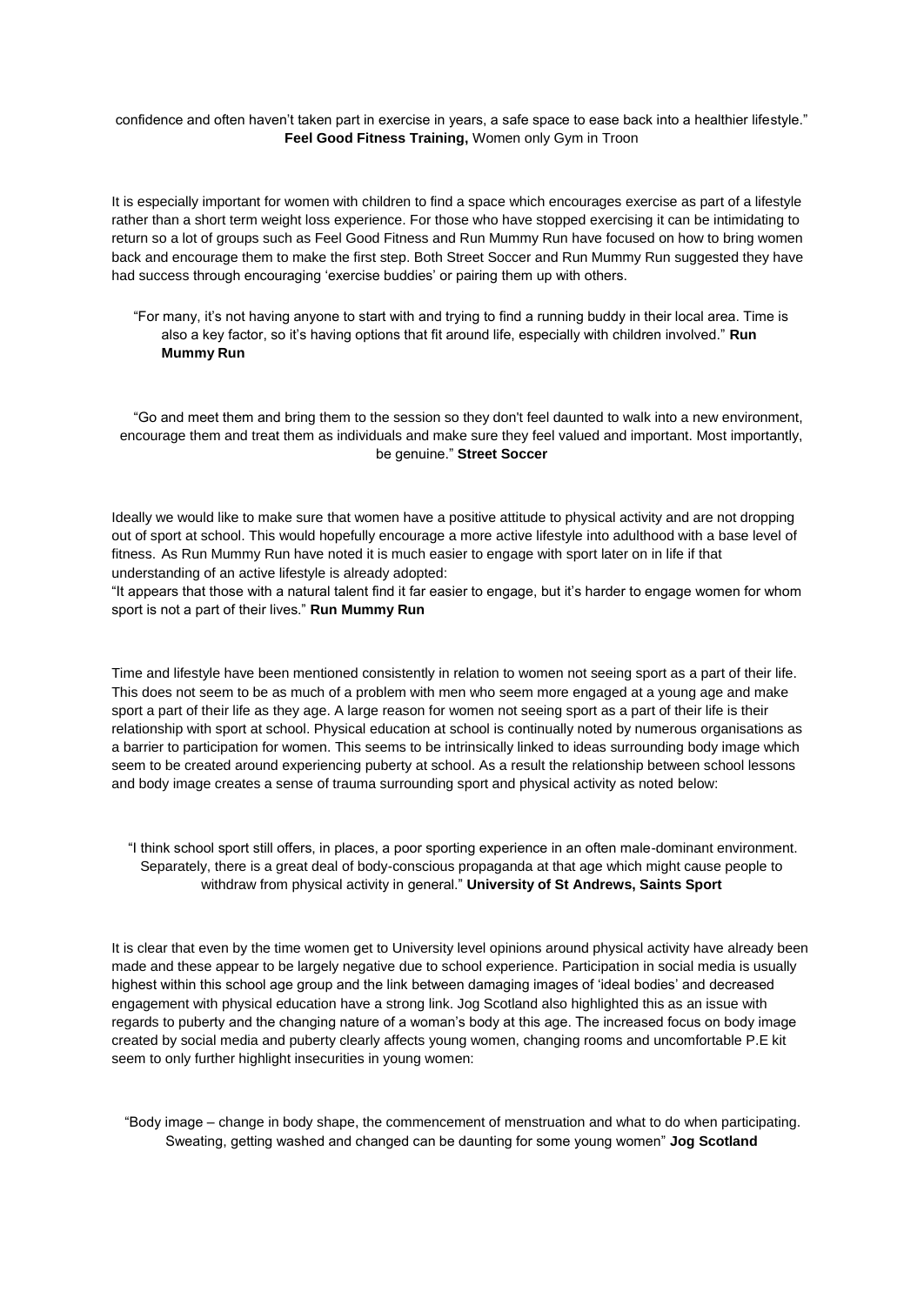confidence and often haven't taken part in exercise in years, a safe space to ease back into a healthier lifestyle." **Feel Good Fitness Training,** Women only Gym in Troon

It is especially important for women with children to find a space which encourages exercise as part of a lifestyle rather than a short term weight loss experience. For those who have stopped exercising it can be intimidating to return so a lot of groups such as Feel Good Fitness and Run Mummy Run have focused on how to bring women back and encourage them to make the first step. Both Street Soccer and Run Mummy Run suggested they have had success through encouraging 'exercise buddies' or pairing them up with others.

"For many, it's not having anyone to start with and trying to find a running buddy in their local area. Time is also a key factor, so it's having options that fit around life, especially with children involved." **Run Mummy Run**

"Go and meet them and bring them to the session so they don't feel daunted to walk into a new environment, encourage them and treat them as individuals and make sure they feel valued and important. Most importantly, be genuine." **Street Soccer**

Ideally we would like to make sure that women have a positive attitude to physical activity and are not dropping out of sport at school. This would hopefully encourage a more active lifestyle into adulthood with a base level of fitness. As Run Mummy Run have noted it is much easier to engage with sport later on in life if that understanding of an active lifestyle is already adopted:

"It appears that those with a natural talent find it far easier to engage, but it's harder to engage women for whom sport is not a part of their lives." **Run Mummy Run**

Time and lifestyle have been mentioned consistently in relation to women not seeing sport as a part of their life. This does not seem to be as much of a problem with men who seem more engaged at a young age and make sport a part of their life as they age. A large reason for women not seeing sport as a part of their life is their relationship with sport at school. Physical education at school is continually noted by numerous organisations as a barrier to participation for women. This seems to be intrinsically linked to ideas surrounding body image which seem to be created around experiencing puberty at school. As a result the relationship between school lessons and body image creates a sense of trauma surrounding sport and physical activity as noted below:

"I think school sport still offers, in places, a poor sporting experience in an often male-dominant environment. Separately, there is a great deal of body-conscious propaganda at that age which might cause people to withdraw from physical activity in general." **University of St Andrews, Saints Sport**

It is clear that even by the time women get to University level opinions around physical activity have already been made and these appear to be largely negative due to school experience. Participation in social media is usually highest within this school age group and the link between damaging images of 'ideal bodies' and decreased engagement with physical education have a strong link. Jog Scotland also highlighted this as an issue with regards to puberty and the changing nature of a woman's body at this age. The increased focus on body image created by social media and puberty clearly affects young women, changing rooms and uncomfortable P.E kit seem to only further highlight insecurities in young women:

"Body image – change in body shape, the commencement of menstruation and what to do when participating. Sweating, getting washed and changed can be daunting for some young women" **Jog Scotland**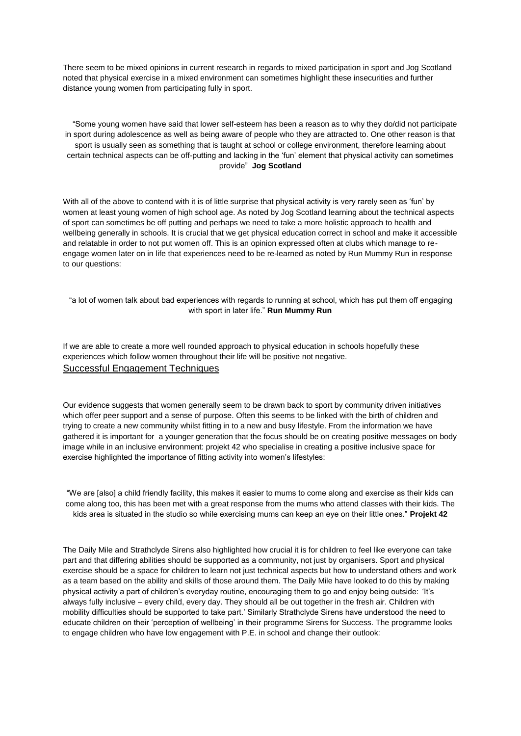There seem to be mixed opinions in current research in regards to mixed participation in sport and Jog Scotland noted that physical exercise in a mixed environment can sometimes highlight these insecurities and further distance young women from participating fully in sport.

"Some young women have said that lower self-esteem has been a reason as to why they do/did not participate in sport during adolescence as well as being aware of people who they are attracted to. One other reason is that sport is usually seen as something that is taught at school or college environment, therefore learning about certain technical aspects can be off-putting and lacking in the 'fun' element that physical activity can sometimes provide" **Jog Scotland**

With all of the above to contend with it is of little surprise that physical activity is very rarely seen as 'fun' by women at least young women of high school age. As noted by Jog Scotland learning about the technical aspects of sport can sometimes be off putting and perhaps we need to take a more holistic approach to health and wellbeing generally in schools. It is crucial that we get physical education correct in school and make it accessible and relatable in order to not put women off. This is an opinion expressed often at clubs which manage to re-engage women later on in life that experiences need to be re-learned as noted by Run Mummy Run in response to our questions:

"a lot of women talk about bad experiences with regards to running at school, which has put them off engaging with sport in later life." **Run Mummy Run**

If we are able to create a more well rounded approach to physical education in schools hopefully these experiences which follow women throughout their life will be positive not negative.

## Successful Engagement Techniques

Our evidence suggests that women generally seem to be drawn back to sport by community driven initiatives which offer peer support and a sense of purpose. Often this seems to be linked with the birth of children and trying to create a new community whilst fitting in to a new and busy lifestyle. From the information we have gathered it is important for a younger generation that the focus should be on creating positive messages on body image while in an inclusive environment: projekt 42 who specialise in creating a positive inclusive space for exercise highlighted the importance of fitting activity into women's lifestyles:

"We are [also] a child friendly facility, this makes it easier to mums to come along and exercise as their kids can come along too, this has been met with a great response from the mums who attend classes with their kids. The kids area is situated in the studio so while exercising mums can keep an eye on their little ones." **Projekt 42**

The Daily Mile and Strathclyde Sirens also highlighted how crucial it is for children to feel like everyone can take part and that differing abilities should be supported as a community, not just by organisers. Sport and physical exercise should be a space for children to learn not just technical aspects but how to understand others and work as a team based on the ability and skills of those around them. The Daily Mile have looked to do this by making physical activity a part of children's everyday routine, encouraging them to go and enjoy being outside: 'It's always fully inclusive – every child, every day. They should all be out together in the fresh air. Children with mobility difficulties should be supported to take part.' Similarly Strathclyde Sirens have understood the need to educate children on their 'perception of wellbeing' in their programme Sirens for Success. The programme looks to engage children who have low engagement with P.E. in school and change their outlook: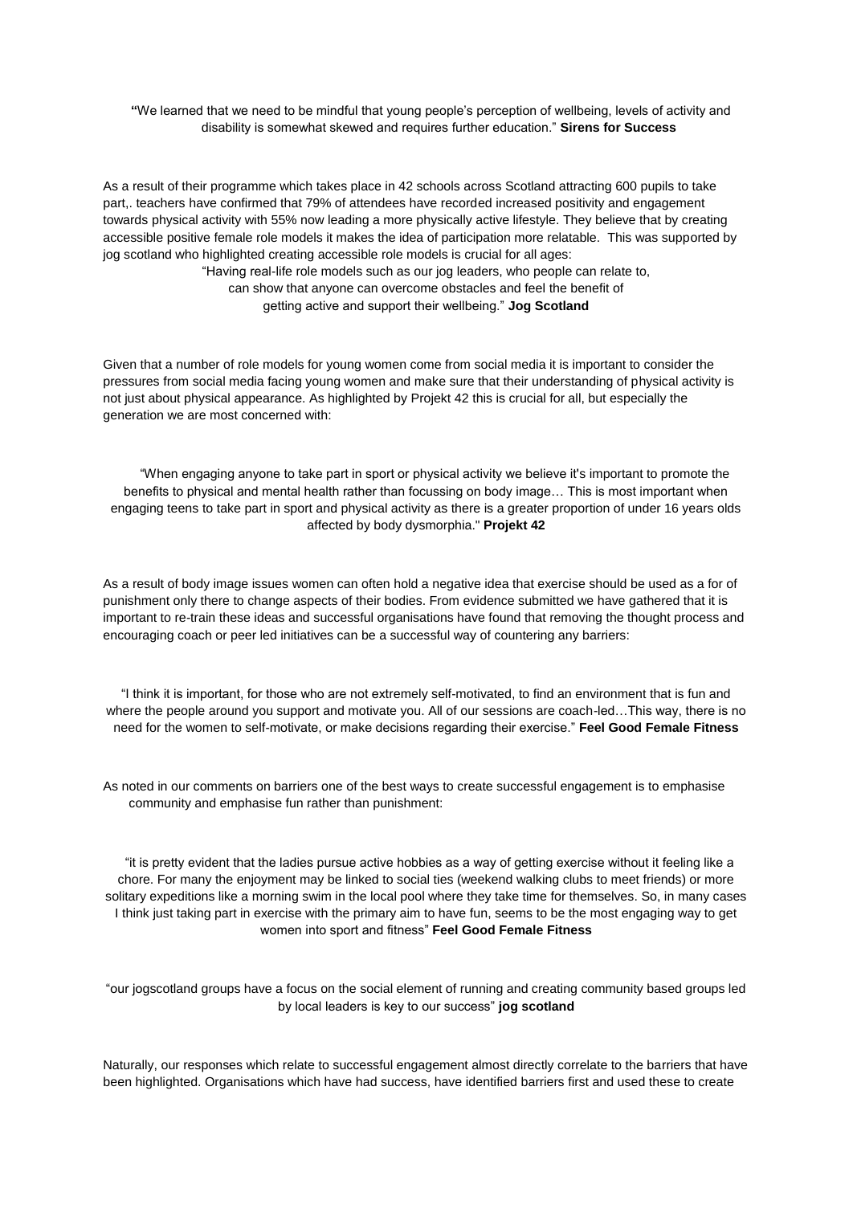"We learned that we need to be mindful that young people's perception of wellbeing, levels of activity and disability is somewhat skewed and requires further education." **Sirens for Success**

As a result of their programme which takes place in 42 schools across Scotland attracting 600 pupils to take part,. teachers have confirmed that 79% of attendees have recorded increased positivity and engagement towards physical activity with 55% now leading a more physically active lifestyle. They believe that by creating accessible positive female role models it makes the idea of participation more relatable. This was supported by jog scotland who highlighted creating accessible role models is crucial for all ages:

"Having real-life role models such as our jog leaders, who people can relate to, can show that anyone can overcome obstacles and feel the benefit of getting active and support their wellbeing." **Jog Scotland**

Given that a number of role models for young women come from social media it is important to consider the pressures from social media facing young women and make sure that their understanding of physical activity is not just about physical appearance. As highlighted by Projekt 42 this is crucial for all, but especially the generation we are most concerned with:

"When engaging anyone to take part in sport or physical activity we believe it's important to promote the benefits to physical and mental health rather than focussing on body image… This is most important when engaging teens to take part in sport and physical activity as there is a greater proportion of under 16 years olds affected by body dysmorphia." **Projekt 42**

As a result of body image issues women can often hold a negative idea that exercise should be used as a for of punishment only there to change aspects of their bodies. From evidence submitted we have gathered that it is important to re-train these ideas and successful organisations have found that removing the thought process and encouraging coach or peer led initiatives can be a successful way of countering any barriers:

"I think it is important, for those who are not extremely self-motivated, to find an environment that is fun and where the people around you support and motivate you. All of our sessions are coach-led…This way, there is no need for the women to self-motivate, or make decisions regarding their exercise." **Feel Good Female Fitness**

As noted in our comments on barriers one of the best ways to create successful engagement is to emphasise community and emphasise fun rather than punishment:

"it is pretty evident that the ladies pursue active hobbies as a way of getting exercise without it feeling like a chore. For many the enjoyment may be linked to social ties (weekend walking clubs to meet friends) or more solitary expeditions like a morning swim in the local pool where they take time for themselves. So, in many cases I think just taking part in exercise with the primary aim to have fun, seems to be the most engaging way to get women into sport and fitness" **Feel Good Female Fitness**

"our jogscotland groups have a focus on the social element of running and creating community based groups led by local leaders is key to our success" **jog scotland**

Naturally, our responses which relate to successful engagement almost directly correlate to the barriers that have been highlighted. Organisations which have had success, have identified barriers first and used these to create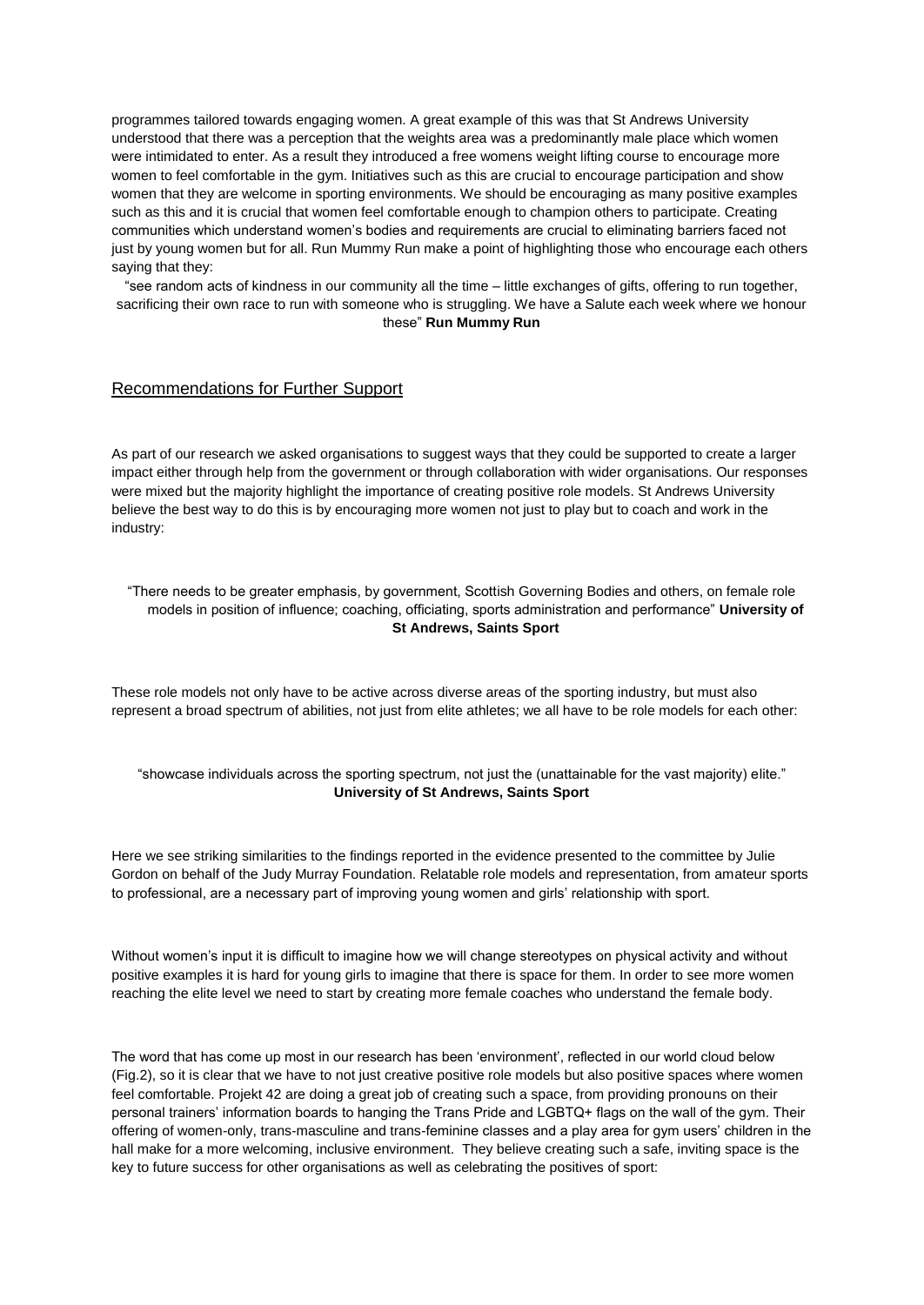programmes tailored towards engaging women. A great example of this was that St Andrews University understood that there was a perception that the weights area was a predominantly male place which women were intimidated to enter. As a result they introduced a free womens weight lifting course to encourage more women to feel comfortable in the gym. Initiatives such as this are crucial to encourage participation and show women that they are welcome in sporting environments. We should be encouraging as many positive examples such as this and it is crucial that women feel comfortable enough to champion others to participate. Creating communities which understand women's bodies and requirements are crucial to eliminating barriers faced not just by young women but for all. Run Mummy Run make a point of highlighting those who encourage each others saying that they:

"see random acts of kindness in our community all the time – little exchanges of gifts, offering to run together, sacrificing their own race to run with someone who is struggling. We have a Salute each week where we honour these" **Run Mummy Run**

## Recommendations for Further Support

As part of our research we asked organisations to suggest ways that they could be supported to create a larger impact either through help from the government or through collaboration with wider organisations. Our responses were mixed but the majority highlight the importance of creating positive role models. St Andrews University believe the best way to do this is by encouraging more women not just to play but to coach and work in the industry:

"There needs to be greater emphasis, by government, Scottish Governing Bodies and others, on female role models in position of influence; coaching, officiating, sports administration and performance" **University of St Andrews, Saints Sport**

These role models not only have to be active across diverse areas of the sporting industry, but must also represent a broad spectrum of abilities, not just from elite athletes; we all have to be role models for each other:

"showcase individuals across the sporting spectrum, not just the (unattainable for the vast majority) elite." **University of St Andrews, Saints Sport**

Here we see striking similarities to the findings reported in the evidence presented to the committee by Julie Gordon on behalf of the Judy Murray Foundation. Relatable role models and representation, from amateur sports to professional, are a necessary part of improving young women and girls' relationship with sport.

Without women's input it is difficult to imagine how we will change stereotypes on physical activity and without positive examples it is hard for young girls to imagine that there is space for them. In order to see more women reaching the elite level we need to start by creating more female coaches who understand the female body.

The word that has come up most in our research has been 'environment', reflected in our world cloud below (Fig.2), so it is clear that we have to not just creative positive role models but also positive spaces where women feel comfortable. Projekt 42 are doing a great job of creating such a space, from providing pronouns on their personal trainers' information boards to hanging the Trans Pride and LGBTQ+ flags on the wall of the gym. Their offering of women-only, trans-masculine and trans-feminine classes and a play area for gym users' children in the hall make for a more welcoming, inclusive environment. They believe creating such a safe, inviting space is the key to future success for other organisations as well as celebrating the positives of sport: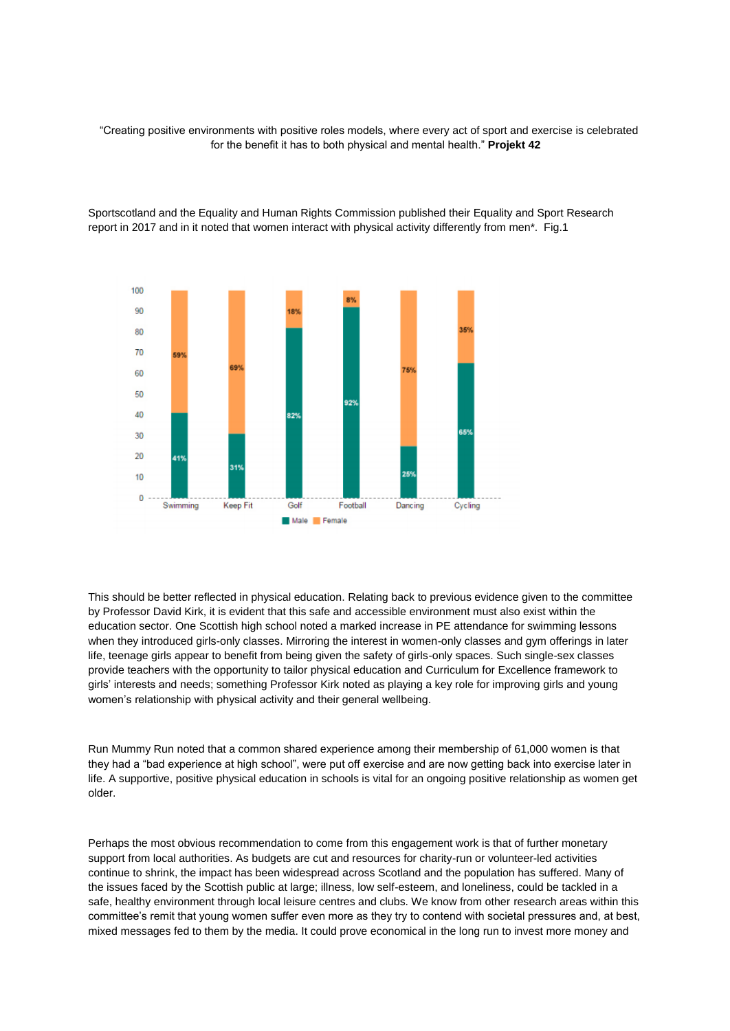"Creating positive environments with positive roles models, where every act of sport and exercise is celebrated for the benefit it has to both physical and mental health." **Projekt 42**

Sportscotland and the Equality and Human Rights Commission published their Equality and Sport Research report in 2017 and in it noted that women interact with physical activity differently from men*. Fig.1

| | Swimming | Keep Fit | Golf | Football | Dancing | Cycling |
|---|---|---|---|---|---|---|
| Male | 41% | 31% | 82% | 92% | 25% | 65% |
| Female | 59% | 69% | 18% | 8% | 75% | 35% |

This should be better reflected in physical education. Relating back to previous evidence given to the committee by Professor David Kirk, it is evident that this safe and accessible environment must also exist within the education sector. One Scottish high school noted a marked increase in PE attendance for swimming lessons when they introduced girls-only classes. Mirroring the interest in women-only classes and gym offerings in later life, teenage girls appear to benefit from being given the safety of girls-only spaces. Such single-sex classes provide teachers with the opportunity to tailor physical education and Curriculum for Excellence framework to girls' interests and needs; something Professor Kirk noted as playing a key role for improving girls and young women's relationship with physical activity and their general wellbeing.

Run Mummy Run noted that a common shared experience among their membership of 61,000 women is that they had a "bad experience at high school", were put off exercise and are now getting back into exercise later in life. A supportive, positive physical education in schools is vital for an ongoing positive relationship as women get older.

Perhaps the most obvious recommendation to come from this engagement work is that of further monetary support from local authorities. As budgets are cut and resources for charity-run or volunteer-led activities continue to shrink, the impact has been widespread across Scotland and the population has suffered. Many of the issues faced by the Scottish public at large; illness, low self-esteem, and loneliness, could be tackled in a safe, healthy environment through local leisure centres and clubs. We know from other research areas within this committee's remit that young women suffer even more as they try to contend with societal pressures and, at best, mixed messages fed to them by the media. It could prove economical in the long run to invest more money and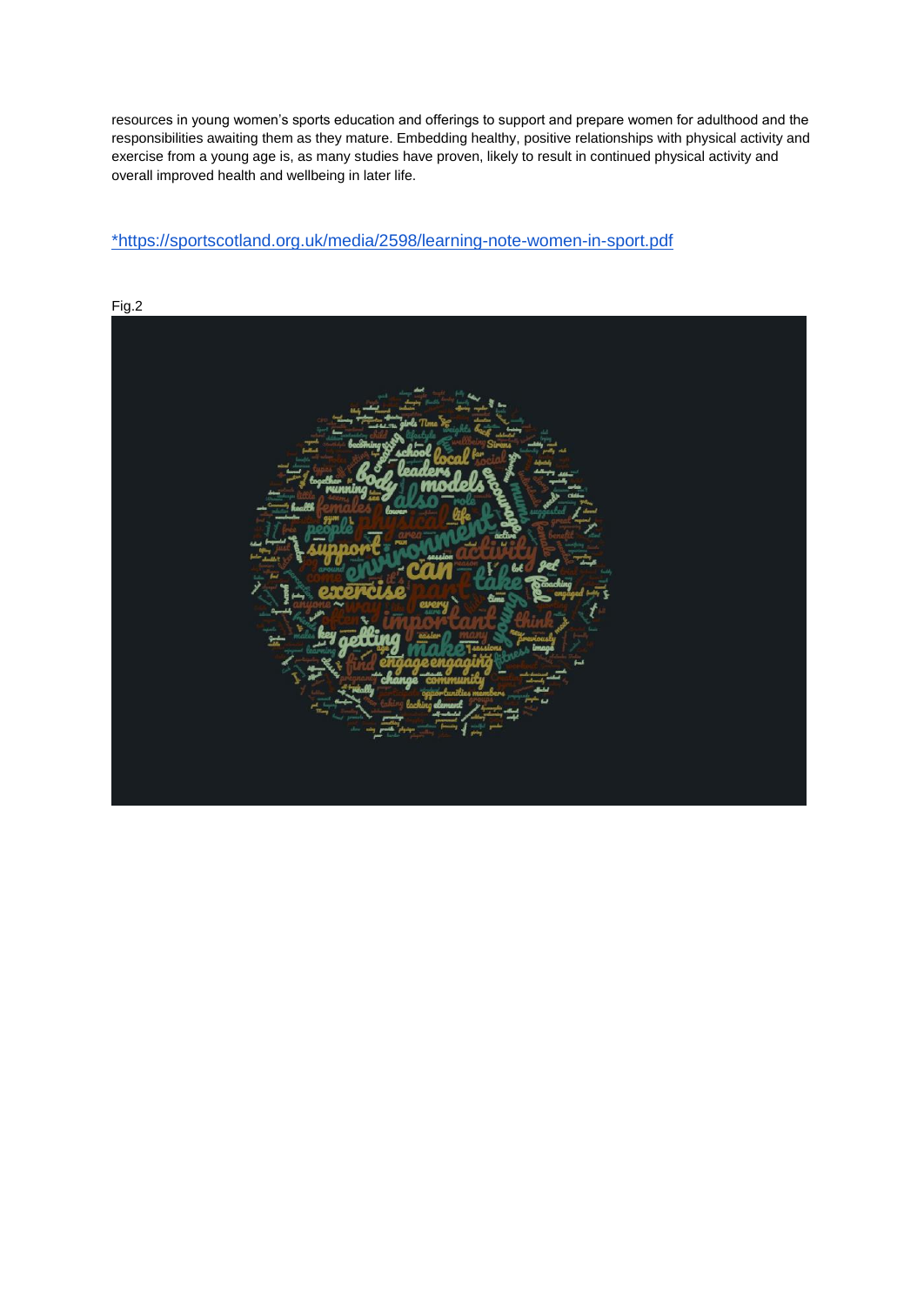resources in young women's sports education and offerings to support and prepare women for adulthood and the responsibilities awaiting them as they mature. Embedding healthy, positive relationships with physical activity and exercise from a young age is, as many studies have proven, likely to result in continued physical activity and overall improved health and wellbeing in later life.

[*https://sportscotland.org.uk/media/2598/learning-note-women-in-sport.pdf](https://sportscotland.org.uk/media/2598/learning-note-women-in-sport.pdf)

Fig.2